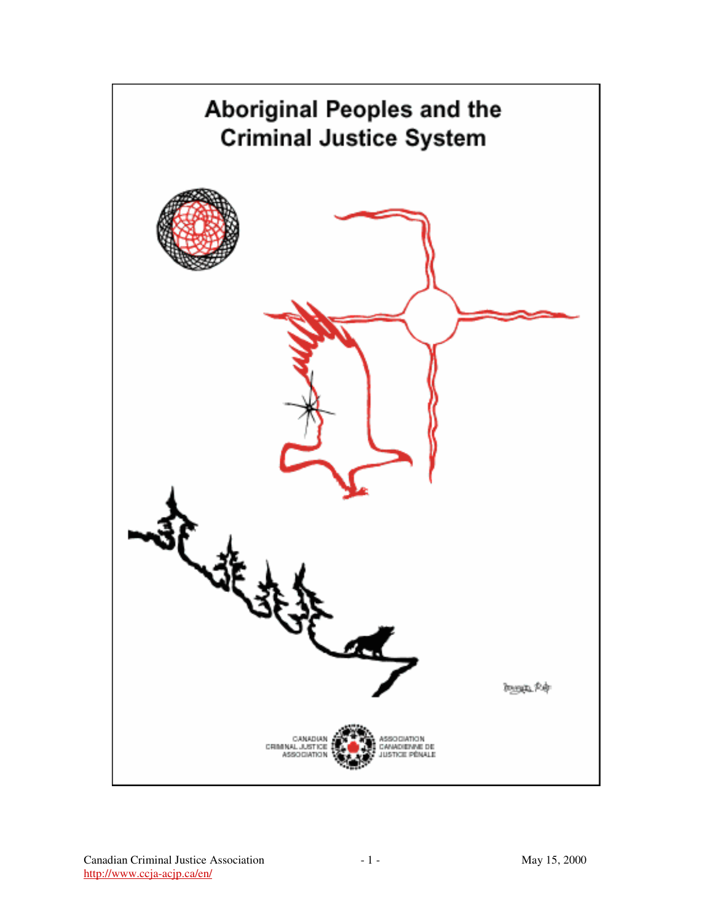# Aboriginal Peoples and the Criminal Justice System

CANADIAN CRIMINAL JUSTICE ASSOCIATION

ASSOCIATION CANADIENNE DE JUSTICE PÉNALE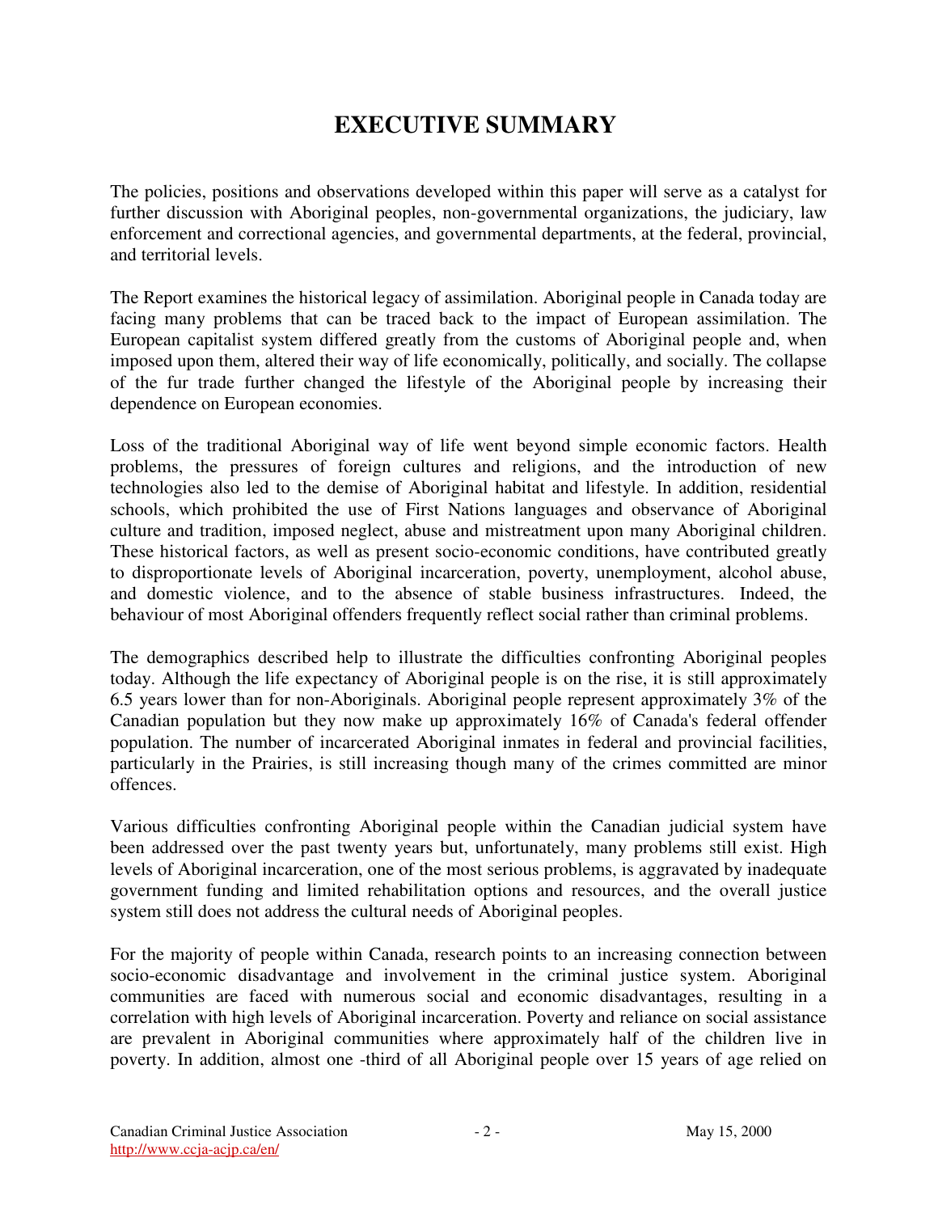# EXECUTIVE SUMMARY

The policies, positions and observations developed within this paper will serve as a catalyst for further discussion with Aboriginal peoples, non-governmental organizations, the judiciary, law enforcement and correctional agencies, and governmental departments, at the federal, provincial, and territorial levels.

The Report examines the historical legacy of assimilation. Aboriginal people in Canada today are facing many problems that can be traced back to the impact of European assimilation. The European capitalist system differed greatly from the customs of Aboriginal people and, when imposed upon them, altered their way of life economically, politically, and socially. The collapse of the fur trade further changed the lifestyle of the Aboriginal people by increasing their dependence on European economies.

Loss of the traditional Aboriginal way of life went beyond simple economic factors. Health problems, the pressures of foreign cultures and religions, and the introduction of new technologies also led to the demise of Aboriginal habitat and lifestyle. In addition, residential schools, which prohibited the use of First Nations languages and observance of Aboriginal culture and tradition, imposed neglect, abuse and mistreatment upon many Aboriginal children. These historical factors, as well as present socio-economic conditions, have contributed greatly to disproportionate levels of Aboriginal incarceration, poverty, unemployment, alcohol abuse, and domestic violence, and to the absence of stable business infrastructures. Indeed, the behaviour of most Aboriginal offenders frequently reflect social rather than criminal problems.

The demographics described help to illustrate the difficulties confronting Aboriginal peoples today. Although the life expectancy of Aboriginal people is on the rise, it is still approximately 6.5 years lower than for non-Aboriginals. Aboriginal people represent approximately 3% of the Canadian population but they now make up approximately 16% of Canada's federal offender population. The number of incarcerated Aboriginal inmates in federal and provincial facilities, particularly in the Prairies, is still increasing though many of the crimes committed are minor offences.

Various difficulties confronting Aboriginal people within the Canadian judicial system have been addressed over the past twenty years but, unfortunately, many problems still exist. High levels of Aboriginal incarceration, one of the most serious problems, is aggravated by inadequate government funding and limited rehabilitation options and resources, and the overall justice system still does not address the cultural needs of Aboriginal peoples.

For the majority of people within Canada, research points to an increasing connection between socio-economic disadvantage and involvement in the criminal justice system. Aboriginal communities are faced with numerous social and economic disadvantages, resulting in a correlation with high levels of Aboriginal incarceration. Poverty and reliance on social assistance are prevalent in Aboriginal communities where approximately half of the children live in poverty. In addition, almost one -third of all Aboriginal people over 15 years of age relied on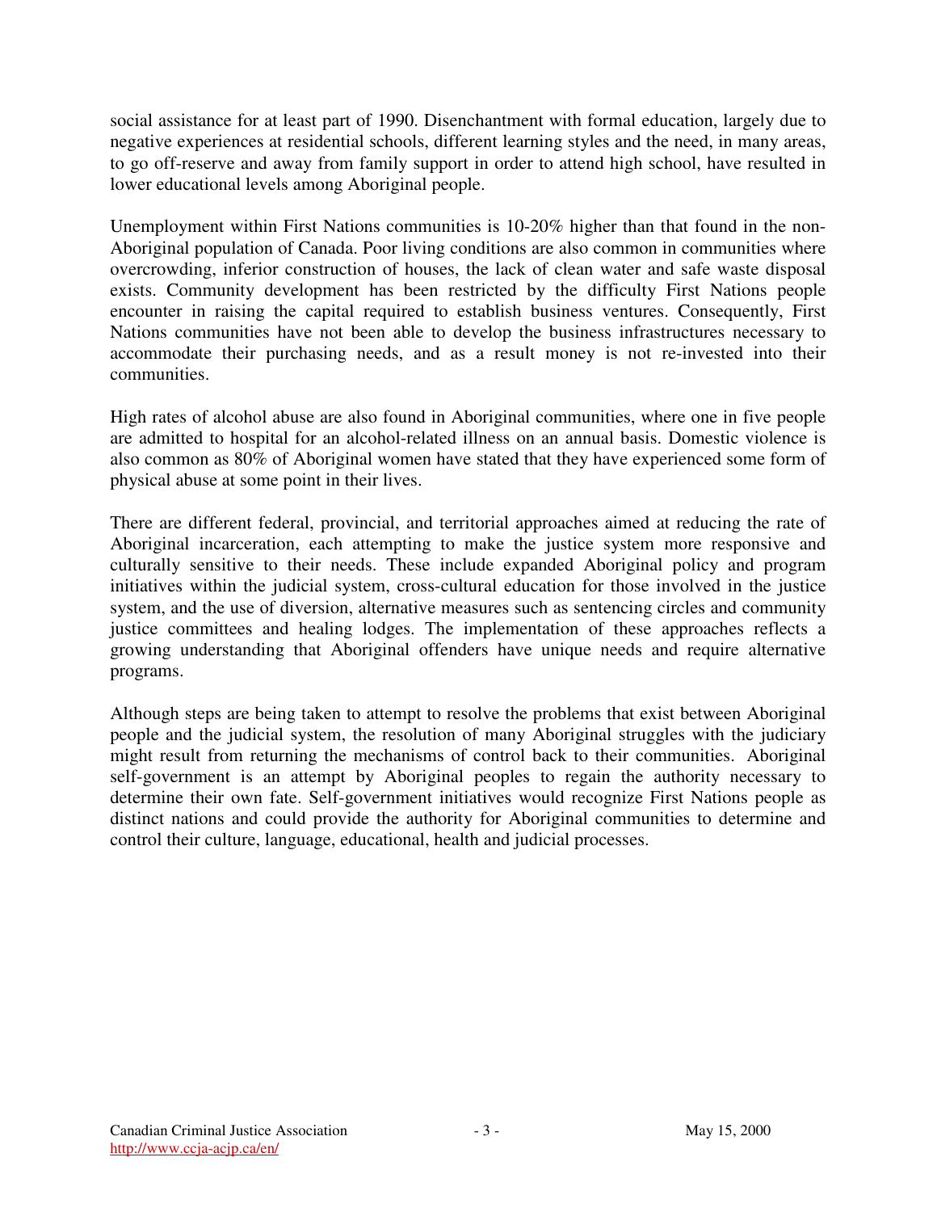social assistance for at least part of 1990. Disenchantment with formal education, largely due to negative experiences at residential schools, different learning styles and the need, in many areas, to go off-reserve and away from family support in order to attend high school, have resulted in lower educational levels among Aboriginal people.

Unemployment within First Nations communities is 10-20% higher than that found in the non-Aboriginal population of Canada. Poor living conditions are also common in communities where overcrowding, inferior construction of houses, the lack of clean water and safe waste disposal exists. Community development has been restricted by the difficulty First Nations people encounter in raising the capital required to establish business ventures. Consequently, First Nations communities have not been able to develop the business infrastructures necessary to accommodate their purchasing needs, and as a result money is not re-invested into their communities.

High rates of alcohol abuse are also found in Aboriginal communities, where one in five people are admitted to hospital for an alcohol-related illness on an annual basis. Domestic violence is also common as 80% of Aboriginal women have stated that they have experienced some form of physical abuse at some point in their lives.

There are different federal, provincial, and territorial approaches aimed at reducing the rate of Aboriginal incarceration, each attempting to make the justice system more responsive and culturally sensitive to their needs. These include expanded Aboriginal policy and program initiatives within the judicial system, cross-cultural education for those involved in the justice system, and the use of diversion, alternative measures such as sentencing circles and community justice committees and healing lodges. The implementation of these approaches reflects a growing understanding that Aboriginal offenders have unique needs and require alternative programs.

Although steps are being taken to attempt to resolve the problems that exist between Aboriginal people and the judicial system, the resolution of many Aboriginal struggles with the judiciary might result from returning the mechanisms of control back to their communities. Aboriginal self-government is an attempt by Aboriginal peoples to regain the authority necessary to determine their own fate. Self-government initiatives would recognize First Nations people as distinct nations and could provide the authority for Aboriginal communities to determine and control their culture, language, educational, health and judicial processes.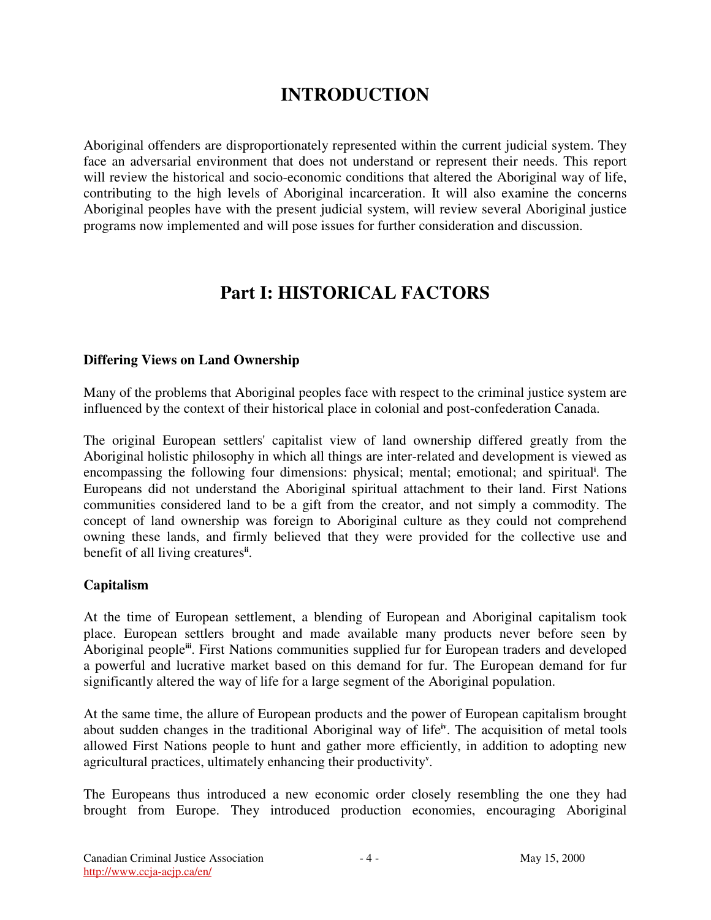# INTRODUCTION

Aboriginal offenders are disproportionately represented within the current judicial system. They face an adversarial environment that does not understand or represent their needs. This report will review the historical and socio-economic conditions that altered the Aboriginal way of life, contributing to the high levels of Aboriginal incarceration. It will also examine the concerns Aboriginal peoples have with the present judicial system, will review several Aboriginal justice programs now implemented and will pose issues for further consideration and discussion.

# Part I: HISTORICAL FACTORS

**Differing Views on Land Ownership**

Many of the problems that Aboriginal peoples face with respect to the criminal justice system are influenced by the context of their historical place in colonial and post-confederation Canada.

The original European settlers' capitalist view of land ownership differed greatly from the Aboriginal holistic philosophy in which all things are inter-related and development is viewed as encompassing the following four dimensions: physical; mental; emotional; and spiritual[i]. The Europeans did not understand the Aboriginal spiritual attachment to their land. First Nations communities considered land to be a gift from the creator, and not simply a commodity. The concept of land ownership was foreign to Aboriginal culture as they could not comprehend owning these lands, and firmly believed that they were provided for the collective use and benefit of all living creatures[ii].

**Capitalism**

At the time of European settlement, a blending of European and Aboriginal capitalism took place. European settlers brought and made available many products never before seen by Aboriginal people[iii]. First Nations communities supplied fur for European traders and developed a powerful and lucrative market based on this demand for fur. The European demand for fur significantly altered the way of life for a large segment of the Aboriginal population.

At the same time, the allure of European products and the power of European capitalism brought about sudden changes in the traditional Aboriginal way of life[iv]. The acquisition of metal tools allowed First Nations people to hunt and gather more efficiently, in addition to adopting new agricultural practices, ultimately enhancing their productivity[v].

The Europeans thus introduced a new economic order closely resembling the one they had brought from Europe. They introduced production economies, encouraging Aboriginal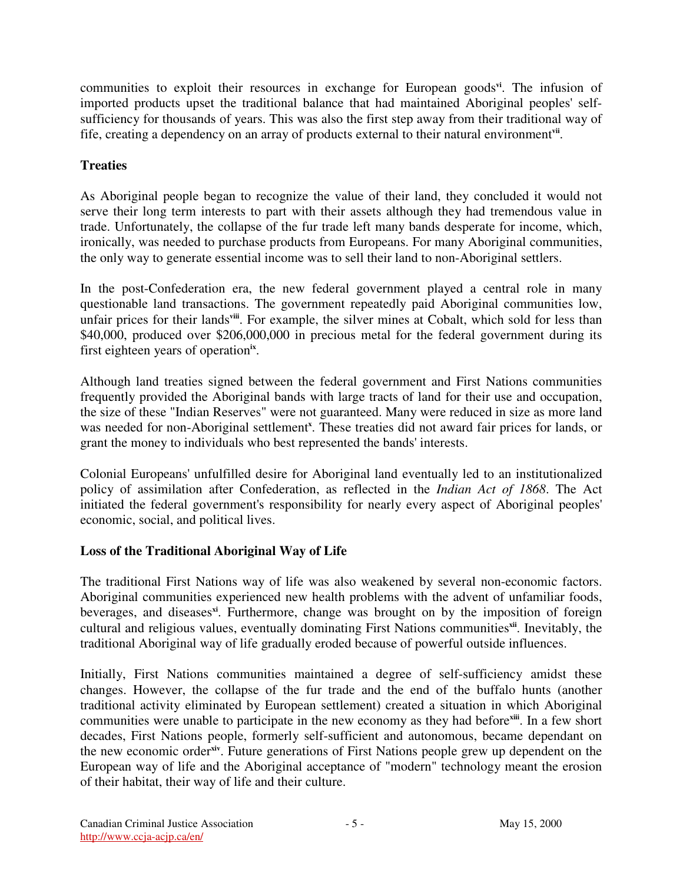communities to exploit their resources in exchange for European goods[vi]. The infusion of imported products upset the traditional balance that had maintained Aboriginal peoples' self-sufficiency for thousands of years. This was also the first step away from their traditional way of fife, creating a dependency on an array of products external to their natural environment[vii].

## Treaties

As Aboriginal people began to recognize the value of their land, they concluded it would not serve their long term interests to part with their assets although they had tremendous value in trade. Unfortunately, the collapse of the fur trade left many bands desperate for income, which, ironically, was needed to purchase products from Europeans. For many Aboriginal communities, the only way to generate essential income was to sell their land to non-Aboriginal settlers.

In the post-Confederation era, the new federal government played a central role in many questionable land transactions. The government repeatedly paid Aboriginal communities low, unfair prices for their lands[viii]. For example, the silver mines at Cobalt, which sold for less than $40,000, produced over $206,000,000 in precious metal for the federal government during its first eighteen years of operation[ix].

Although land treaties signed between the federal government and First Nations communities frequently provided the Aboriginal bands with large tracts of land for their use and occupation, the size of these "Indian Reserves" were not guaranteed. Many were reduced in size as more land was needed for non-Aboriginal settlement[x]. These treaties did not award fair prices for lands, or grant the money to individuals who best represented the bands' interests.

Colonial Europeans' unfulfilled desire for Aboriginal land eventually led to an institutionalized policy of assimilation after Confederation, as reflected in the *Indian Act of 1868*. The Act initiated the federal government's responsibility for nearly every aspect of Aboriginal peoples' economic, social, and political lives.

## Loss of the Traditional Aboriginal Way of Life

The traditional First Nations way of life was also weakened by several non-economic factors. Aboriginal communities experienced new health problems with the advent of unfamiliar foods, beverages, and diseases[xi]. Furthermore, change was brought on by the imposition of foreign cultural and religious values, eventually dominating First Nations communities[xii]. Inevitably, the traditional Aboriginal way of life gradually eroded because of powerful outside influences.

Initially, First Nations communities maintained a degree of self-sufficiency amidst these changes. However, the collapse of the fur trade and the end of the buffalo hunts (another traditional activity eliminated by European settlement) created a situation in which Aboriginal communities were unable to participate in the new economy as they had before[xiii]. In a few short decades, First Nations people, formerly self-sufficient and autonomous, became dependant on the new economic order[xiv]. Future generations of First Nations people grew up dependent on the European way of life and the Aboriginal acceptance of "modern" technology meant the erosion of their habitat, their way of life and their culture.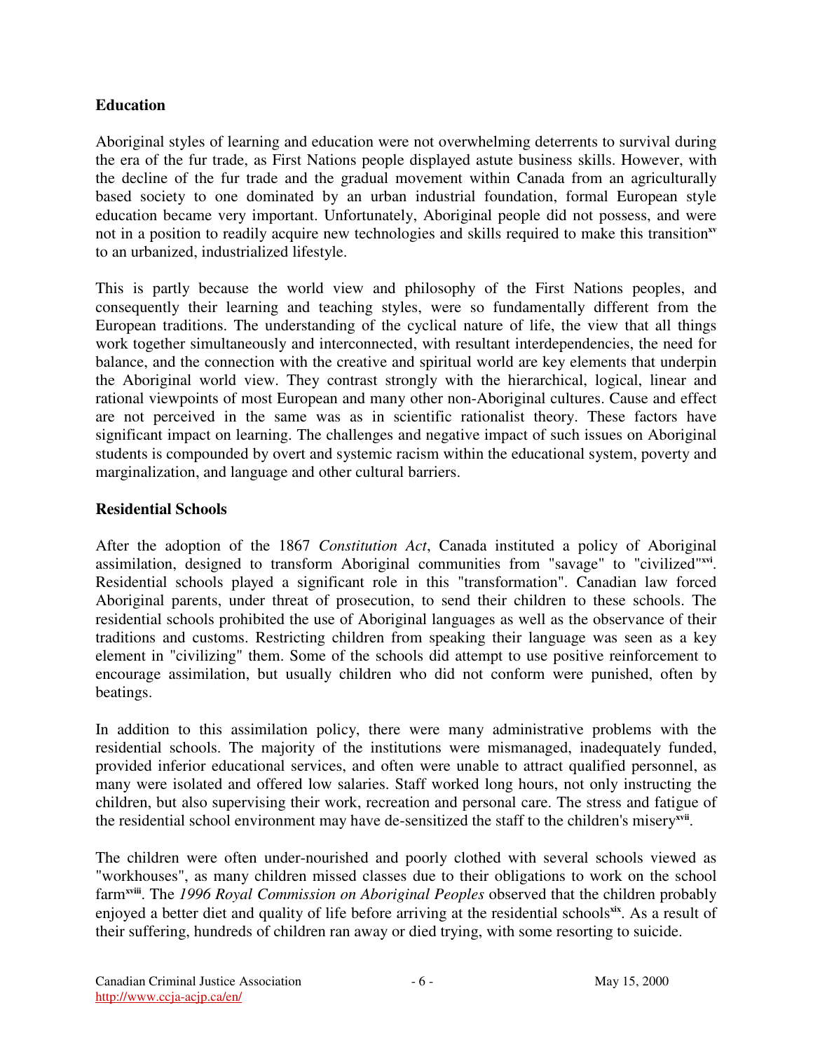## Education

Aboriginal styles of learning and education were not overwhelming deterrents to survival during the era of the fur trade, as First Nations people displayed astute business skills. However, with the decline of the fur trade and the gradual movement within Canada from an agriculturally based society to one dominated by an urban industrial foundation, formal European style education became very important. Unfortunately, Aboriginal people did not possess, and were not in a position to readily acquire new technologies and skills required to make this transition[xv] to an urbanized, industrialized lifestyle.

This is partly because the world view and philosophy of the First Nations peoples, and consequently their learning and teaching styles, were so fundamentally different from the European traditions. The understanding of the cyclical nature of life, the view that all things work together simultaneously and interconnected, with resultant interdependencies, the need for balance, and the connection with the creative and spiritual world are key elements that underpin the Aboriginal world view. They contrast strongly with the hierarchical, logical, linear and rational viewpoints of most European and many other non-Aboriginal cultures. Cause and effect are not perceived in the same was as in scientific rationalist theory. These factors have significant impact on learning. The challenges and negative impact of such issues on Aboriginal students is compounded by overt and systemic racism within the educational system, poverty and marginalization, and language and other cultural barriers.

## Residential Schools

After the adoption of the 1867 *Constitution Act*, Canada instituted a policy of Aboriginal assimilation, designed to transform Aboriginal communities from "savage" to "civilized"[xvi]. Residential schools played a significant role in this "transformation". Canadian law forced Aboriginal parents, under threat of prosecution, to send their children to these schools. The residential schools prohibited the use of Aboriginal languages as well as the observance of their traditions and customs. Restricting children from speaking their language was seen as a key element in "civilizing" them. Some of the schools did attempt to use positive reinforcement to encourage assimilation, but usually children who did not conform were punished, often by beatings.

In addition to this assimilation policy, there were many administrative problems with the residential schools. The majority of the institutions were mismanaged, inadequately funded, provided inferior educational services, and often were unable to attract qualified personnel, as many were isolated and offered low salaries. Staff worked long hours, not only instructing the children, but also supervising their work, recreation and personal care. The stress and fatigue of the residential school environment may have de-sensitized the staff to the children's misery[xvii].

The children were often under-nourished and poorly clothed with several schools viewed as "workhouses", as many children missed classes due to their obligations to work on the school farm[xviii]. The *1996 Royal Commission on Aboriginal Peoples* observed that the children probably enjoyed a better diet and quality of life before arriving at the residential schools[xix]. As a result of their suffering, hundreds of children ran away or died trying, with some resorting to suicide.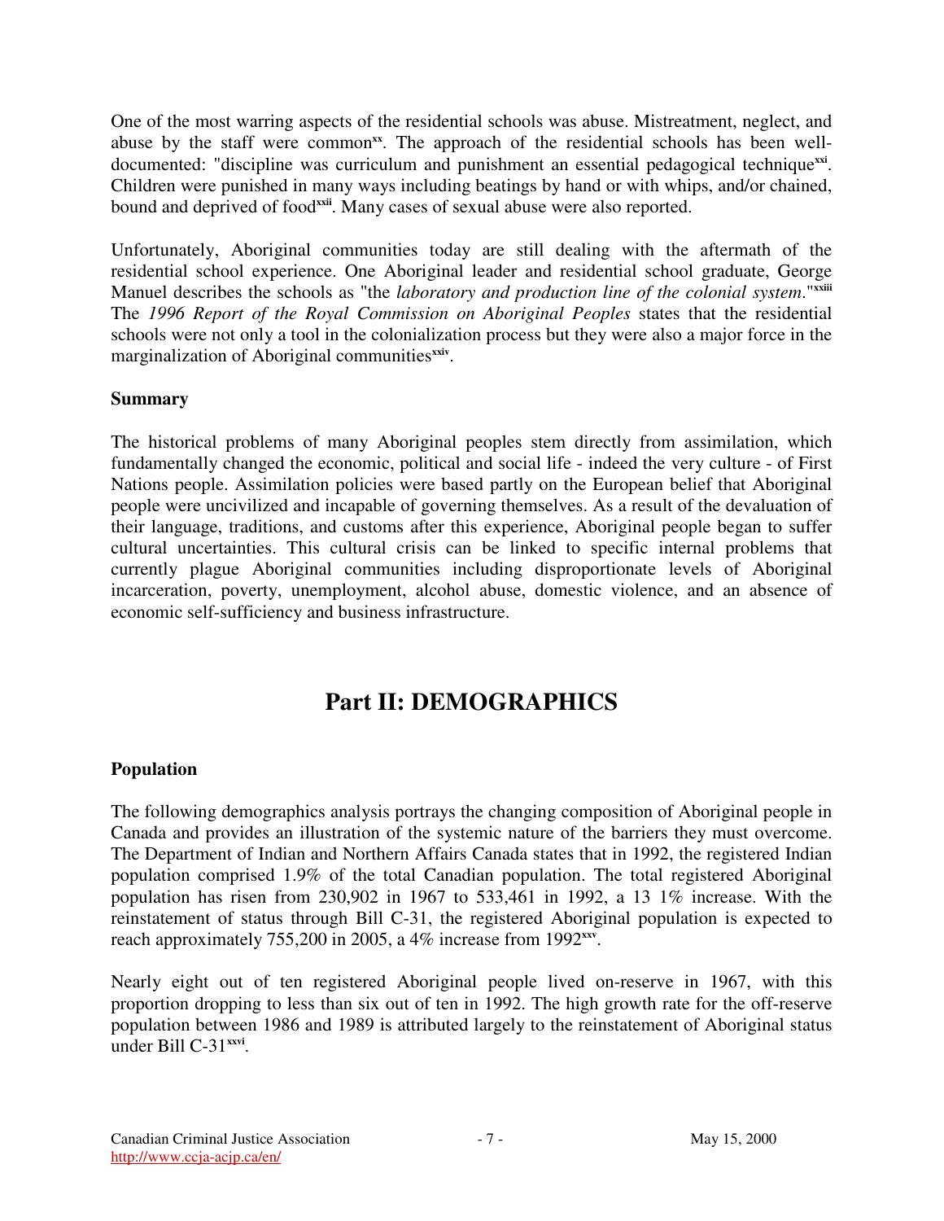One of the most warring aspects of the residential schools was abuse. Mistreatment, neglect, and abuse by the staff were common[xx]. The approach of the residential schools has been well-documented: "discipline was curriculum and punishment an essential pedagogical technique[xxi]. Children were punished in many ways including beatings by hand or with whips, and/or chained, bound and deprived of food[xxii]. Many cases of sexual abuse were also reported.

Unfortunately, Aboriginal communities today are still dealing with the aftermath of the residential school experience. One Aboriginal leader and residential school graduate, George Manuel describes the schools as "the *laboratory and production line of the colonial system*."[xxiii] The *1996 Report of the Royal Commission on Aboriginal Peoples* states that the residential schools were not only a tool in the colonialization process but they were also a major force in the marginalization of Aboriginal communities[xxiv].

**Summary**

The historical problems of many Aboriginal peoples stem directly from assimilation, which fundamentally changed the economic, political and social life - indeed the very culture - of First Nations people. Assimilation policies were based partly on the European belief that Aboriginal people were uncivilized and incapable of governing themselves. As a result of the devaluation of their language, traditions, and customs after this experience, Aboriginal people began to suffer cultural uncertainties. This cultural crisis can be linked to specific internal problems that currently plague Aboriginal communities including disproportionate levels of Aboriginal incarceration, poverty, unemployment, alcohol abuse, domestic violence, and an absence of economic self-sufficiency and business infrastructure.

# Part II: DEMOGRAPHICS

**Population**

The following demographics analysis portrays the changing composition of Aboriginal people in Canada and provides an illustration of the systemic nature of the barriers they must overcome. The Department of Indian and Northern Affairs Canada states that in 1992, the registered Indian population comprised 1.9% of the total Canadian population. The total registered Aboriginal population has risen from 230,902 in 1967 to 533,461 in 1992, a 13 1% increase. With the reinstatement of status through Bill C-31, the registered Aboriginal population is expected to reach approximately 755,200 in 2005, a 4% increase from 1992[xxv].

Nearly eight out of ten registered Aboriginal people lived on-reserve in 1967, with this proportion dropping to less than six out of ten in 1992. The high growth rate for the off-reserve population between 1986 and 1989 is attributed largely to the reinstatement of Aboriginal status under Bill C-31[xxvi].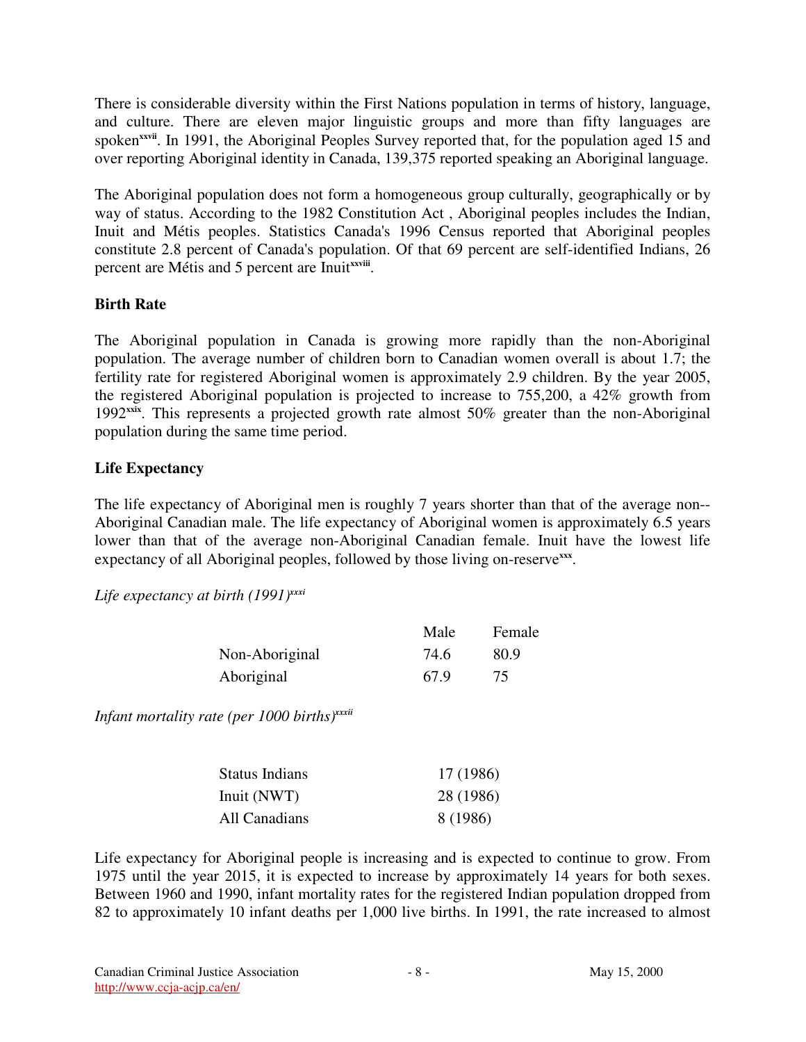There is considerable diversity within the First Nations population in terms of history, language, and culture. There are eleven major linguistic groups and more than fifty languages are spoken[xxvii]. In 1991, the Aboriginal Peoples Survey reported that, for the population aged 15 and over reporting Aboriginal identity in Canada, 139,375 reported speaking an Aboriginal language.

The Aboriginal population does not form a homogeneous group culturally, geographically or by way of status. According to the 1982 Constitution Act , Aboriginal peoples includes the Indian, Inuit and Métis peoples. Statistics Canada's 1996 Census reported that Aboriginal peoples constitute 2.8 percent of Canada's population. Of that 69 percent are self-identified Indians, 26 percent are Métis and 5 percent are Inuit[xxviii].

**Birth Rate**

The Aboriginal population in Canada is growing more rapidly than the non-Aboriginal population. The average number of children born to Canadian women overall is about 1.7; the fertility rate for registered Aboriginal women is approximately 2.9 children. By the year 2005, the registered Aboriginal population is projected to increase to 755,200, a 42% growth from 1992[xxix]. This represents a projected growth rate almost 50% greater than the non-Aboriginal population during the same time period.

**Life Expectancy**

The life expectancy of Aboriginal men is roughly 7 years shorter than that of the average non--Aboriginal Canadian male. The life expectancy of Aboriginal women is approximately 6.5 years lower than that of the average non-Aboriginal Canadian female. Inuit have the lowest life expectancy of all Aboriginal peoples, followed by those living on-reserve[xxx].

*Life expectancy at birth (1991)*[xxxi]

| | Male | Female |
|---|---|---|
| Non-Aboriginal | 74.6 | 80.9 |
| Aboriginal | 67.9 | 75 |

*Infant mortality rate (per 1000 births)*[xxxii]

| | |
|---|---|
| Status Indians | 17 (1986) |
| Inuit (NWT) | 28 (1986) |
| All Canadians | 8 (1986) |

Life expectancy for Aboriginal people is increasing and is expected to continue to grow. From 1975 until the year 2015, it is expected to increase by approximately 14 years for both sexes. Between 1960 and 1990, infant mortality rates for the registered Indian population dropped from 82 to approximately 10 infant deaths per 1,000 live births. In 1991, the rate increased to almost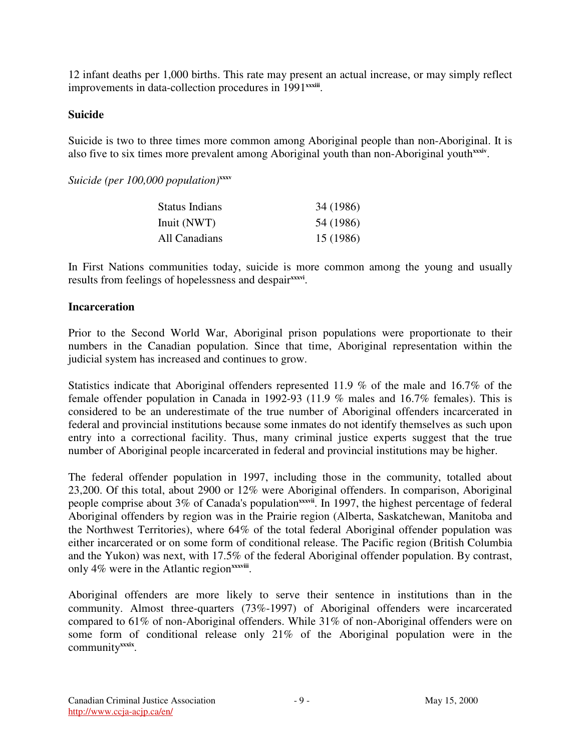12 infant deaths per 1,000 births. This rate may present an actual increase, or may simply reflect improvements in data-collection procedures in 1991[xxxiii].

## Suicide

Suicide is two to three times more common among Aboriginal people than non-Aboriginal. It is also five to six times more prevalent among Aboriginal youth than non-Aboriginal youth[xxxiv].

*Suicide (per 100,000 population)*[xxxv]

| | |
|---|---|
| Status Indians | 34 (1986) |
| Inuit (NWT) | 54 (1986) |
| All Canadians | 15 (1986) |

In First Nations communities today, suicide is more common among the young and usually results from feelings of hopelessness and despair[xxxvi].

## Incarceration

Prior to the Second World War, Aboriginal prison populations were proportionate to their numbers in the Canadian population. Since that time, Aboriginal representation within the judicial system has increased and continues to grow.

Statistics indicate that Aboriginal offenders represented 11.9 % of the male and 16.7% of the female offender population in Canada in 1992-93 (11.9 % males and 16.7% females). This is considered to be an underestimate of the true number of Aboriginal offenders incarcerated in federal and provincial institutions because some inmates do not identify themselves as such upon entry into a correctional facility. Thus, many criminal justice experts suggest that the true number of Aboriginal people incarcerated in federal and provincial institutions may be higher.

The federal offender population in 1997, including those in the community, totalled about 23,200. Of this total, about 2900 or 12% were Aboriginal offenders. In comparison, Aboriginal people comprise about 3% of Canada's population[xxxvii]. In 1997, the highest percentage of federal Aboriginal offenders by region was in the Prairie region (Alberta, Saskatchewan, Manitoba and the Northwest Territories), where 64% of the total federal Aboriginal offender population was either incarcerated or on some form of conditional release. The Pacific region (British Columbia and the Yukon) was next, with 17.5% of the federal Aboriginal offender population. By contrast, only 4% were in the Atlantic region[xxxviii].

Aboriginal offenders are more likely to serve their sentence in institutions than in the community. Almost three-quarters (73%-1997) of Aboriginal offenders were incarcerated compared to 61% of non-Aboriginal offenders. While 31% of non-Aboriginal offenders were on some form of conditional release only 21% of the Aboriginal population were in the community[xxxix].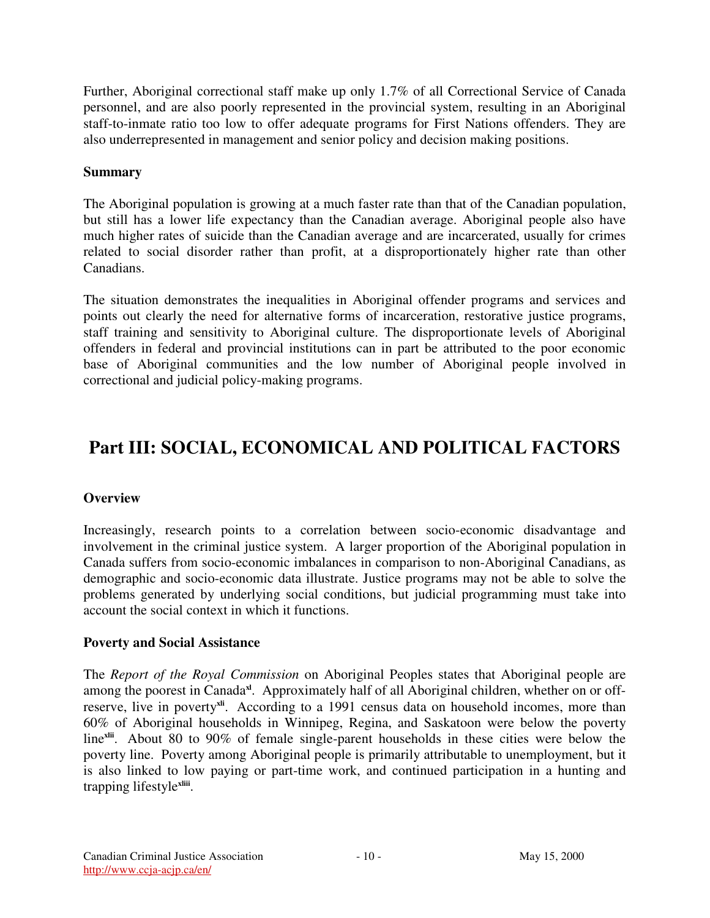Further, Aboriginal correctional staff make up only 1.7% of all Correctional Service of Canada personnel, and are also poorly represented in the provincial system, resulting in an Aboriginal staff-to-inmate ratio too low to offer adequate programs for First Nations offenders. They are also underrepresented in management and senior policy and decision making positions.

**Summary**

The Aboriginal population is growing at a much faster rate than that of the Canadian population, but still has a lower life expectancy than the Canadian average. Aboriginal people also have much higher rates of suicide than the Canadian average and are incarcerated, usually for crimes related to social disorder rather than profit, at a disproportionately higher rate than other Canadians.

The situation demonstrates the inequalities in Aboriginal offender programs and services and points out clearly the need for alternative forms of incarceration, restorative justice programs, staff training and sensitivity to Aboriginal culture. The disproportionate levels of Aboriginal offenders in federal and provincial institutions can in part be attributed to the poor economic base of Aboriginal communities and the low number of Aboriginal people involved in correctional and judicial policy-making programs.

# Part III: SOCIAL, ECONOMICAL AND POLITICAL FACTORS

**Overview**

Increasingly, research points to a correlation between socio-economic disadvantage and involvement in the criminal justice system. A larger proportion of the Aboriginal population in Canada suffers from socio-economic imbalances in comparison to non-Aboriginal Canadians, as demographic and socio-economic data illustrate. Justice programs may not be able to solve the problems generated by underlying social conditions, but judicial programming must take into account the social context in which it functions.

**Poverty and Social Assistance**

The *Report of the Royal Commission* on Aboriginal Peoples states that Aboriginal people are among the poorest in Canada[xl]. Approximately half of all Aboriginal children, whether on or off-reserve, live in poverty[xli]. According to a 1991 census data on household incomes, more than 60% of Aboriginal households in Winnipeg, Regina, and Saskatoon were below the poverty line[xlii]. About 80 to 90% of female single-parent households in these cities were below the poverty line. Poverty among Aboriginal people is primarily attributable to unemployment, but it is also linked to low paying or part-time work, and continued participation in a hunting and trapping lifestyle[xliii].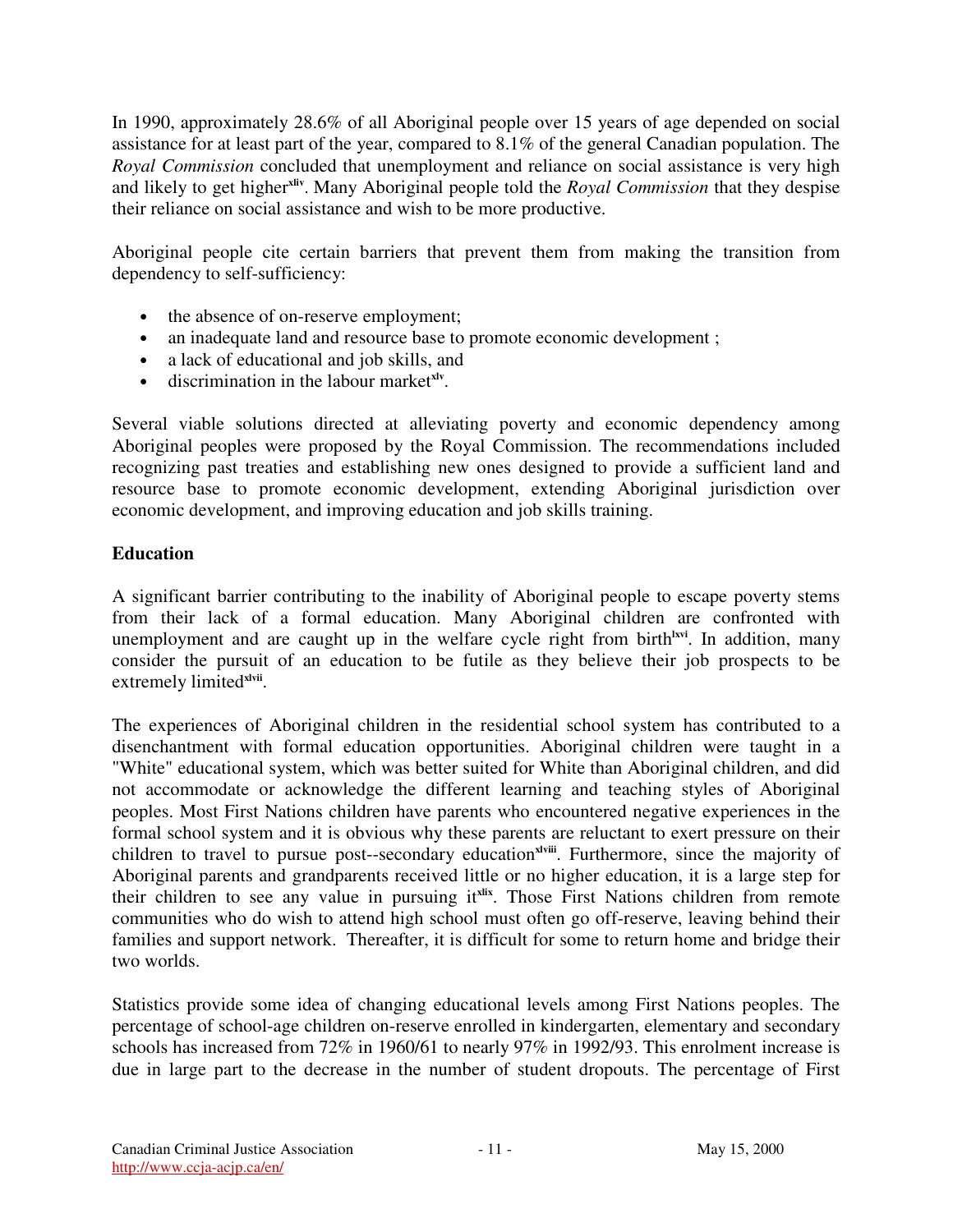In 1990, approximately 28.6% of all Aboriginal people over 15 years of age depended on social assistance for at least part of the year, compared to 8.1% of the general Canadian population. The *Royal Commission* concluded that unemployment and reliance on social assistance is very high and likely to get higher[xliv]. Many Aboriginal people told the *Royal Commission* that they despise their reliance on social assistance and wish to be more productive.

Aboriginal people cite certain barriers that prevent them from making the transition from dependency to self-sufficiency:

- the absence of on-reserve employment;
- an inadequate land and resource base to promote economic development ;
- a lack of educational and job skills, and
- discrimination in the labour market[xlv].

Several viable solutions directed at alleviating poverty and economic dependency among Aboriginal peoples were proposed by the Royal Commission. The recommendations included recognizing past treaties and establishing new ones designed to provide a sufficient land and resource base to promote economic development, extending Aboriginal jurisdiction over economic development, and improving education and job skills training.

**Education**

A significant barrier contributing to the inability of Aboriginal people to escape poverty stems from their lack of a formal education. Many Aboriginal children are confronted with unemployment and are caught up in the welfare cycle right from birth[lxvi]. In addition, many consider the pursuit of an education to be futile as they believe their job prospects to be extremely limited[xlvii].

The experiences of Aboriginal children in the residential school system has contributed to a disenchantment with formal education opportunities. Aboriginal children were taught in a "White" educational system, which was better suited for White than Aboriginal children, and did not accommodate or acknowledge the different learning and teaching styles of Aboriginal peoples. Most First Nations children have parents who encountered negative experiences in the formal school system and it is obvious why these parents are reluctant to exert pressure on their children to travel to pursue post--secondary education[xlviii]. Furthermore, since the majority of Aboriginal parents and grandparents received little or no higher education, it is a large step for their children to see any value in pursuing it[xlix]. Those First Nations children from remote communities who do wish to attend high school must often go off-reserve, leaving behind their families and support network. Thereafter, it is difficult for some to return home and bridge their two worlds.

Statistics provide some idea of changing educational levels among First Nations peoples. The percentage of school-age children on-reserve enrolled in kindergarten, elementary and secondary schools has increased from 72% in 1960/61 to nearly 97% in 1992/93. This enrolment increase is due in large part to the decrease in the number of student dropouts. The percentage of First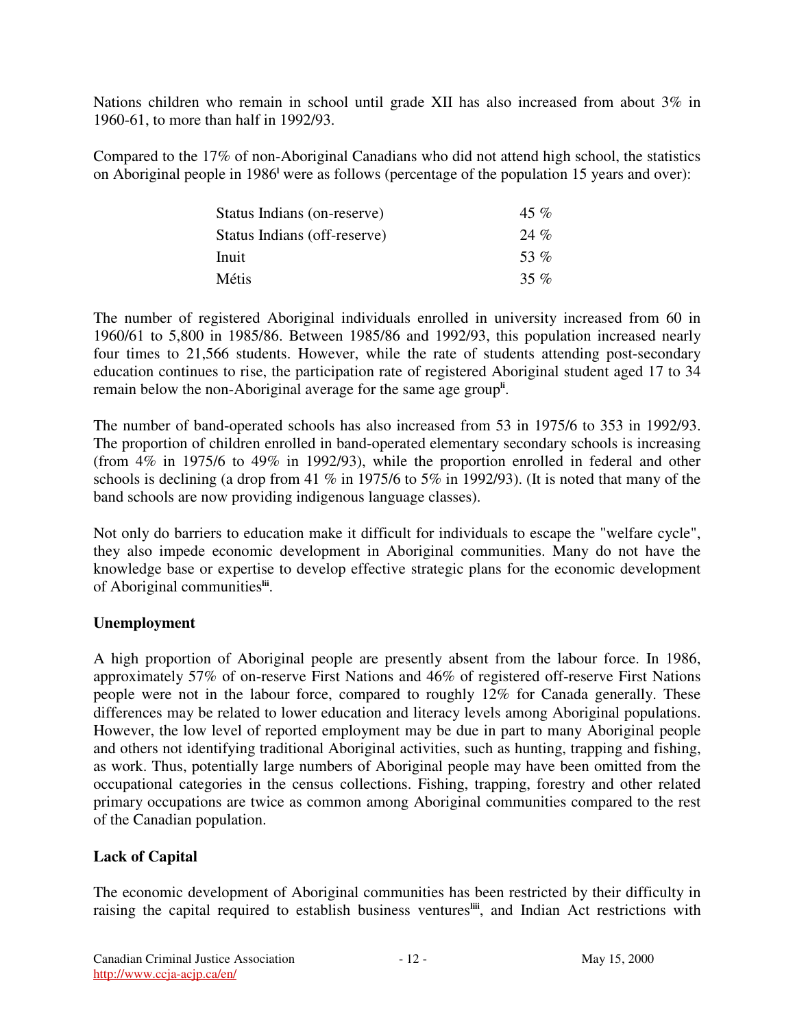Nations children who remain in school until grade XII has also increased from about 3% in 1960-61, to more than half in 1992/93.

Compared to the 17% of non-Aboriginal Canadians who did not attend high school, the statistics on Aboriginal people in 1986[l] were as follows (percentage of the population 15 years and over):

| | |
|---|---|
| Status Indians (on-reserve) | 45 % |
| Status Indians (off-reserve) | 24 % |
| Inuit | 53 % |
| Métis | 35 % |

The number of registered Aboriginal individuals enrolled in university increased from 60 in 1960/61 to 5,800 in 1985/86. Between 1985/86 and 1992/93, this population increased nearly four times to 21,566 students. However, while the rate of students attending post-secondary education continues to rise, the participation rate of registered Aboriginal student aged 17 to 34 remain below the non-Aboriginal average for the same age group[li].

The number of band-operated schools has also increased from 53 in 1975/6 to 353 in 1992/93. The proportion of children enrolled in band-operated elementary secondary schools is increasing (from 4% in 1975/6 to 49% in 1992/93), while the proportion enrolled in federal and other schools is declining (a drop from 41 % in 1975/6 to 5% in 1992/93). (It is noted that many of the band schools are now providing indigenous language classes).

Not only do barriers to education make it difficult for individuals to escape the "welfare cycle", they also impede economic development in Aboriginal communities. Many do not have the knowledge base or expertise to develop effective strategic plans for the economic development of Aboriginal communities[lii].

**Unemployment**

A high proportion of Aboriginal people are presently absent from the labour force. In 1986, approximately 57% of on-reserve First Nations and 46% of registered off-reserve First Nations people were not in the labour force, compared to roughly 12% for Canada generally. These differences may be related to lower education and literacy levels among Aboriginal populations. However, the low level of reported employment may be due in part to many Aboriginal people and others not identifying traditional Aboriginal activities, such as hunting, trapping and fishing, as work. Thus, potentially large numbers of Aboriginal people may have been omitted from the occupational categories in the census collections. Fishing, trapping, forestry and other related primary occupations are twice as common among Aboriginal communities compared to the rest of the Canadian population.

**Lack of Capital**

The economic development of Aboriginal communities has been restricted by their difficulty in raising the capital required to establish business ventures[liii], and Indian Act restrictions with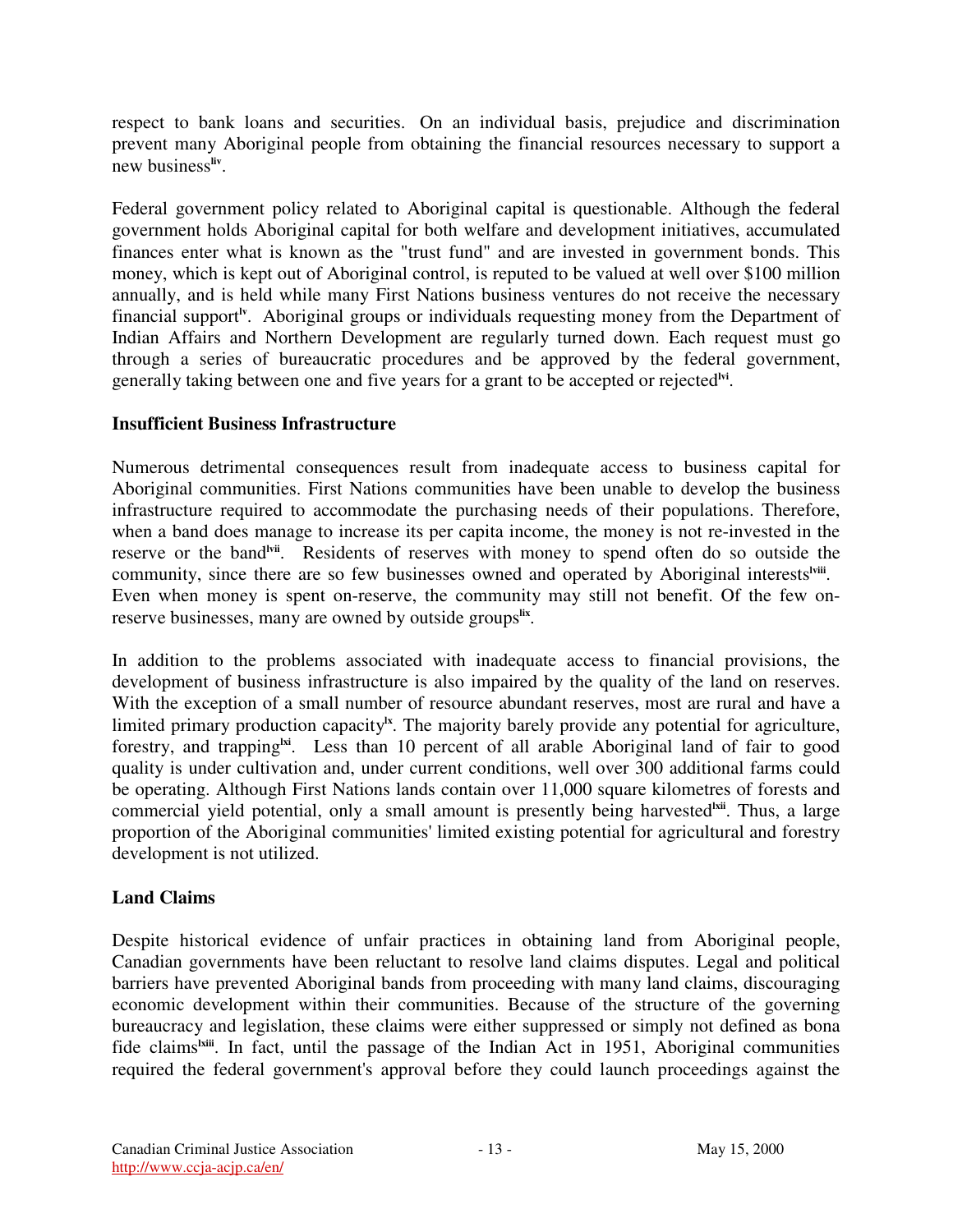respect to bank loans and securities. On an individual basis, prejudice and discrimination prevent many Aboriginal people from obtaining the financial resources necessary to support a new business[liv].

Federal government policy related to Aboriginal capital is questionable. Although the federal government holds Aboriginal capital for both welfare and development initiatives, accumulated finances enter what is known as the "trust fund" and are invested in government bonds. This money, which is kept out of Aboriginal control, is reputed to be valued at well over $100 million annually, and is held while many First Nations business ventures do not receive the necessary financial support[lv]. Aboriginal groups or individuals requesting money from the Department of Indian Affairs and Northern Development are regularly turned down. Each request must go through a series of bureaucratic procedures and be approved by the federal government, generally taking between one and five years for a grant to be accepted or rejected[lvi].

**Insufficient Business Infrastructure**

Numerous detrimental consequences result from inadequate access to business capital for Aboriginal communities. First Nations communities have been unable to develop the business infrastructure required to accommodate the purchasing needs of their populations. Therefore, when a band does manage to increase its per capita income, the money is not re-invested in the reserve or the band[lvii]. Residents of reserves with money to spend often do so outside the community, since there are so few businesses owned and operated by Aboriginal interests[lviii]. Even when money is spent on-reserve, the community may still not benefit. Of the few on-reserve businesses, many are owned by outside groups[lix].

In addition to the problems associated with inadequate access to financial provisions, the development of business infrastructure is also impaired by the quality of the land on reserves. With the exception of a small number of resource abundant reserves, most are rural and have a limited primary production capacity[lx]. The majority barely provide any potential for agriculture, forestry, and trapping[lxi]. Less than 10 percent of all arable Aboriginal land of fair to good quality is under cultivation and, under current conditions, well over 300 additional farms could be operating. Although First Nations lands contain over 11,000 square kilometres of forests and commercial yield potential, only a small amount is presently being harvested[lxii]. Thus, a large proportion of the Aboriginal communities' limited existing potential for agricultural and forestry development is not utilized.

**Land Claims**

Despite historical evidence of unfair practices in obtaining land from Aboriginal people, Canadian governments have been reluctant to resolve land claims disputes. Legal and political barriers have prevented Aboriginal bands from proceeding with many land claims, discouraging economic development within their communities. Because of the structure of the governing bureaucracy and legislation, these claims were either suppressed or simply not defined as bona fide claims[lxiii]. In fact, until the passage of the Indian Act in 1951, Aboriginal communities required the federal government's approval before they could launch proceedings against the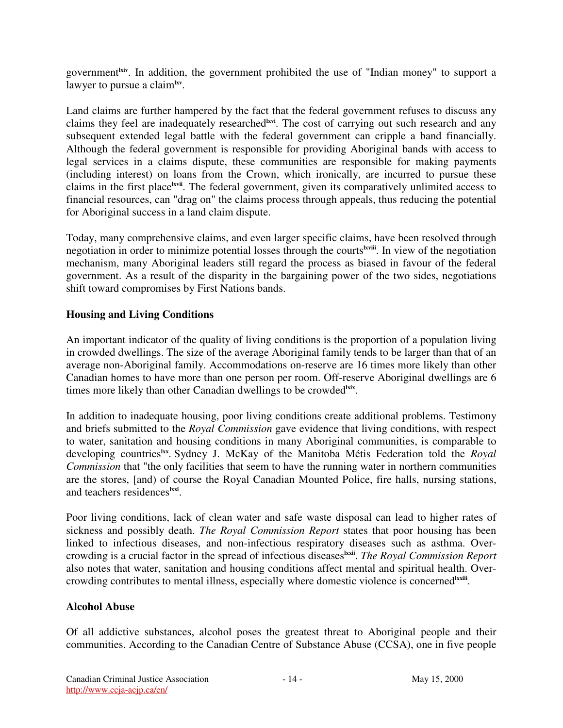government[lxiv]. In addition, the government prohibited the use of "Indian money" to support a lawyer to pursue a claim[lxv].

Land claims are further hampered by the fact that the federal government refuses to discuss any claims they feel are inadequately researched[lxvi]. The cost of carrying out such research and any subsequent extended legal battle with the federal government can cripple a band financially. Although the federal government is responsible for providing Aboriginal bands with access to legal services in a claims dispute, these communities are responsible for making payments (including interest) on loans from the Crown, which ironically, are incurred to pursue these claims in the first place[lxvii]. The federal government, given its comparatively unlimited access to financial resources, can "drag on" the claims process through appeals, thus reducing the potential for Aboriginal success in a land claim dispute.

Today, many comprehensive claims, and even larger specific claims, have been resolved through negotiation in order to minimize potential losses through the courts[lxviii]. In view of the negotiation mechanism, many Aboriginal leaders still regard the process as biased in favour of the federal government. As a result of the disparity in the bargaining power of the two sides, negotiations shift toward compromises by First Nations bands.

## Housing and Living Conditions

An important indicator of the quality of living conditions is the proportion of a population living in crowded dwellings. The size of the average Aboriginal family tends to be larger than that of an average non-Aboriginal family. Accommodations on-reserve are 16 times more likely than other Canadian homes to have more than one person per room. Off-reserve Aboriginal dwellings are 6 times more likely than other Canadian dwellings to be crowded[lxix].

In addition to inadequate housing, poor living conditions create additional problems. Testimony and briefs submitted to the *Royal Commission* gave evidence that living conditions, with respect to water, sanitation and housing conditions in many Aboriginal communities, is comparable to developing countries[lxx]. Sydney J. McKay of the Manitoba Métis Federation told the *Royal Commission* that "the only facilities that seem to have the running water in northern communities are the stores, [and) of course the Royal Canadian Mounted Police, fire halls, nursing stations, and teachers residences[lxxi].

Poor living conditions, lack of clean water and safe waste disposal can lead to higher rates of sickness and possibly death. *The Royal Commission Report* states that poor housing has been linked to infectious diseases, and non-infectious respiratory diseases such as asthma. Over-crowding is a crucial factor in the spread of infectious diseases[lxxii]. *The Royal Commission Report* also notes that water, sanitation and housing conditions affect mental and spiritual health. Over-crowding contributes to mental illness, especially where domestic violence is concerned[lxxiii].

## Alcohol Abuse

Of all addictive substances, alcohol poses the greatest threat to Aboriginal people and their communities. According to the Canadian Centre of Substance Abuse (CCSA), one in five people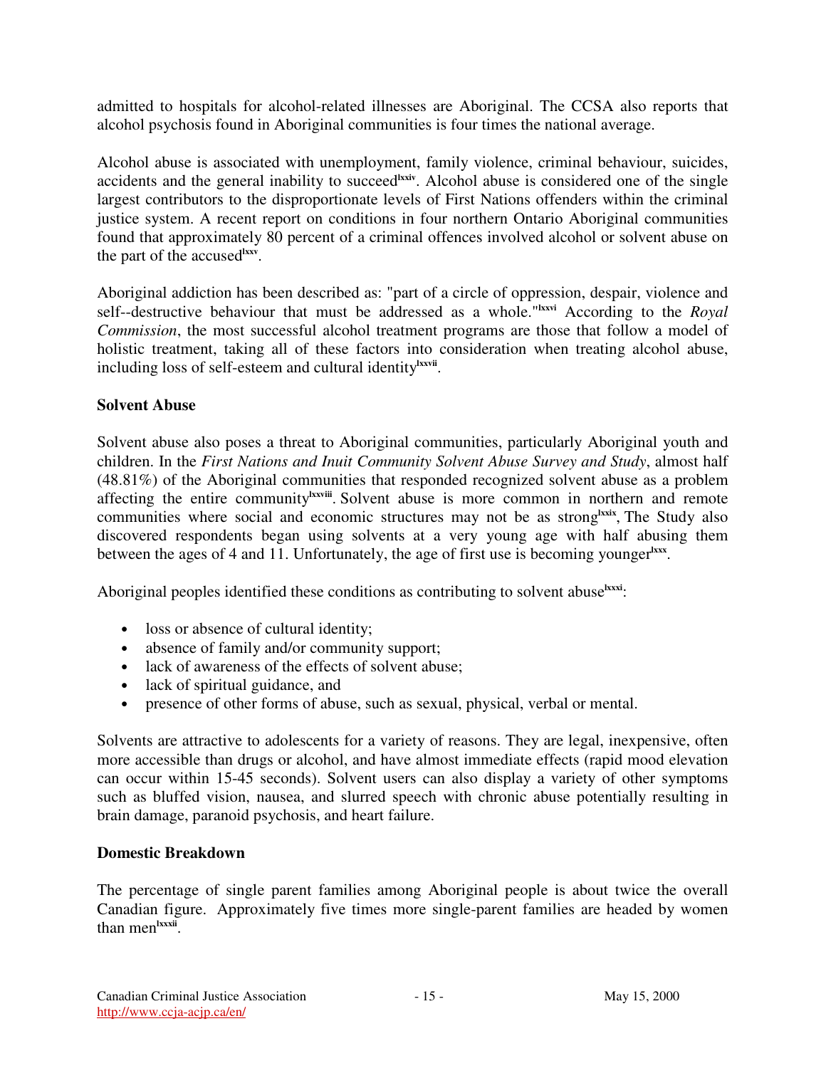admitted to hospitals for alcohol-related illnesses are Aboriginal. The CCSA also reports that alcohol psychosis found in Aboriginal communities is four times the national average.

Alcohol abuse is associated with unemployment, family violence, criminal behaviour, suicides, accidents and the general inability to succeed[lxxiv]. Alcohol abuse is considered one of the single largest contributors to the disproportionate levels of First Nations offenders within the criminal justice system. A recent report on conditions in four northern Ontario Aboriginal communities found that approximately 80 percent of a criminal offences involved alcohol or solvent abuse on the part of the accused[lxxv].

Aboriginal addiction has been described as: "part of a circle of oppression, despair, violence and self--destructive behaviour that must be addressed as a whole."[lxxvi] According to the *Royal Commission*, the most successful alcohol treatment programs are those that follow a model of holistic treatment, taking all of these factors into consideration when treating alcohol abuse, including loss of self-esteem and cultural identity[lxxvii].

**Solvent Abuse**

Solvent abuse also poses a threat to Aboriginal communities, particularly Aboriginal youth and children. In the *First Nations and Inuit Community Solvent Abuse Survey and Study*, almost half (48.81%) of the Aboriginal communities that responded recognized solvent abuse as a problem affecting the entire community[lxxviii]. Solvent abuse is more common in northern and remote communities where social and economic structures may not be as strong[lxxix], The Study also discovered respondents began using solvents at a very young age with half abusing them between the ages of 4 and 11. Unfortunately, the age of first use is becoming younger[lxxx].

Aboriginal peoples identified these conditions as contributing to solvent abuse[lxxxi]:

- loss or absence of cultural identity;
- absence of family and/or community support;
- lack of awareness of the effects of solvent abuse;
- lack of spiritual guidance, and
- presence of other forms of abuse, such as sexual, physical, verbal or mental.

Solvents are attractive to adolescents for a variety of reasons. They are legal, inexpensive, often more accessible than drugs or alcohol, and have almost immediate effects (rapid mood elevation can occur within 15-45 seconds). Solvent users can also display a variety of other symptoms such as bluffed vision, nausea, and slurred speech with chronic abuse potentially resulting in brain damage, paranoid psychosis, and heart failure.

**Domestic Breakdown**

The percentage of single parent families among Aboriginal people is about twice the overall Canadian figure. Approximately five times more single-parent families are headed by women than men[lxxxii].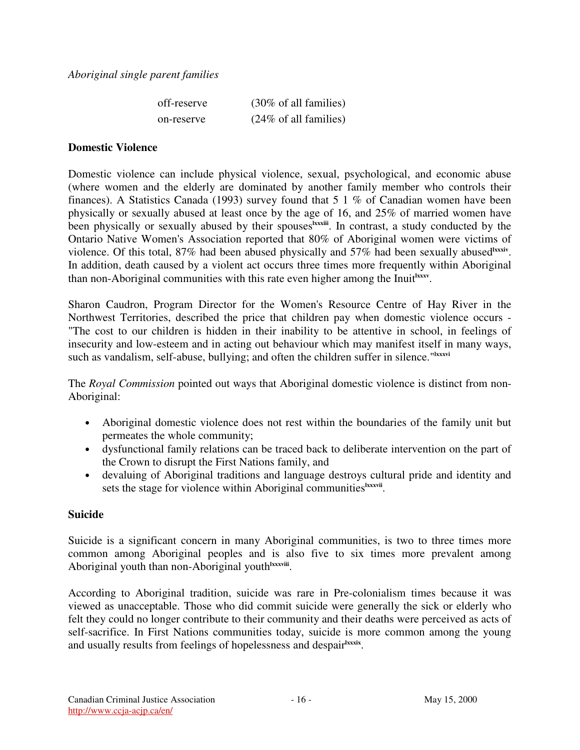*Aboriginal single parent families*

| | |
|---|---|
| off-reserve | (30% of all families) |
| on-reserve | (24% of all families) |

**Domestic Violence**

Domestic violence can include physical violence, sexual, psychological, and economic abuse (where women and the elderly are dominated by another family member who controls their finances). A Statistics Canada (1993) survey found that 5 1 % of Canadian women have been physically or sexually abused at least once by the age of 16, and 25% of married women have been physically or sexually abused by their spouses[lxxxiii]. In contrast, a study conducted by the Ontario Native Women's Association reported that 80% of Aboriginal women were victims of violence. Of this total, 87% had been abused physically and 57% had been sexually abused[lxxxiv]. In addition, death caused by a violent act occurs three times more frequently within Aboriginal than non-Aboriginal communities with this rate even higher among the Inuit[lxxxv].

Sharon Caudron, Program Director for the Women's Resource Centre of Hay River in the Northwest Territories, described the price that children pay when domestic violence occurs - "The cost to our children is hidden in their inability to be attentive in school, in feelings of insecurity and low-esteem and in acting out behaviour which may manifest itself in many ways, such as vandalism, self-abuse, bullying; and often the children suffer in silence."[lxxxvi]

The *Royal Commission* pointed out ways that Aboriginal domestic violence is distinct from non-Aboriginal:

- Aboriginal domestic violence does not rest within the boundaries of the family unit but permeates the whole community;
- dysfunctional family relations can be traced back to deliberate intervention on the part of the Crown to disrupt the First Nations family, and
- devaluing of Aboriginal traditions and language destroys cultural pride and identity and sets the stage for violence within Aboriginal communities[lxxxvii].

**Suicide**

Suicide is a significant concern in many Aboriginal communities, is two to three times more common among Aboriginal peoples and is also five to six times more prevalent among Aboriginal youth than non-Aboriginal youth[lxxxviii].

According to Aboriginal tradition, suicide was rare in Pre-colonialism times because it was viewed as unacceptable. Those who did commit suicide were generally the sick or elderly who felt they could no longer contribute to their community and their deaths were perceived as acts of self-sacrifice. In First Nations communities today, suicide is more common among the young and usually results from feelings of hopelessness and despair[lxxxix].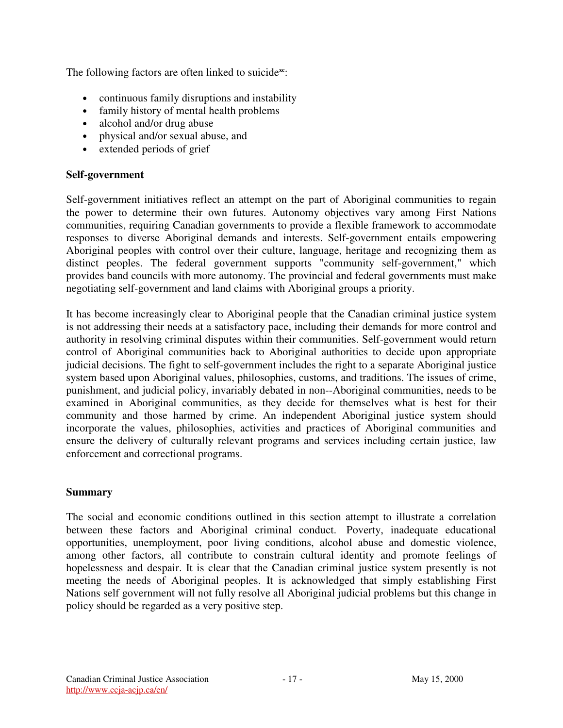The following factors are often linked to suicide[xc]:

- continuous family disruptions and instability
- family history of mental health problems
- alcohol and/or drug abuse
- physical and/or sexual abuse, and
- extended periods of grief

**Self-government**

Self-government initiatives reflect an attempt on the part of Aboriginal communities to regain the power to determine their own futures. Autonomy objectives vary among First Nations communities, requiring Canadian governments to provide a flexible framework to accommodate responses to diverse Aboriginal demands and interests. Self-government entails empowering Aboriginal peoples with control over their culture, language, heritage and recognizing them as distinct peoples. The federal government supports "community self-government," which provides band councils with more autonomy. The provincial and federal governments must make negotiating self-government and land claims with Aboriginal groups a priority.

It has become increasingly clear to Aboriginal people that the Canadian criminal justice system is not addressing their needs at a satisfactory pace, including their demands for more control and authority in resolving criminal disputes within their communities. Self-government would return control of Aboriginal communities back to Aboriginal authorities to decide upon appropriate judicial decisions. The fight to self-government includes the right to a separate Aboriginal justice system based upon Aboriginal values, philosophies, customs, and traditions. The issues of crime, punishment, and judicial policy, invariably debated in non--Aboriginal communities, needs to be examined in Aboriginal communities, as they decide for themselves what is best for their community and those harmed by crime. An independent Aboriginal justice system should incorporate the values, philosophies, activities and practices of Aboriginal communities and ensure the delivery of culturally relevant programs and services including certain justice, law enforcement and correctional programs.

**Summary**

The social and economic conditions outlined in this section attempt to illustrate a correlation between these factors and Aboriginal criminal conduct. Poverty, inadequate educational opportunities, unemployment, poor living conditions, alcohol abuse and domestic violence, among other factors, all contribute to constrain cultural identity and promote feelings of hopelessness and despair. It is clear that the Canadian criminal justice system presently is not meeting the needs of Aboriginal peoples. It is acknowledged that simply establishing First Nations self government will not fully resolve all Aboriginal judicial problems but this change in policy should be regarded as a very positive step.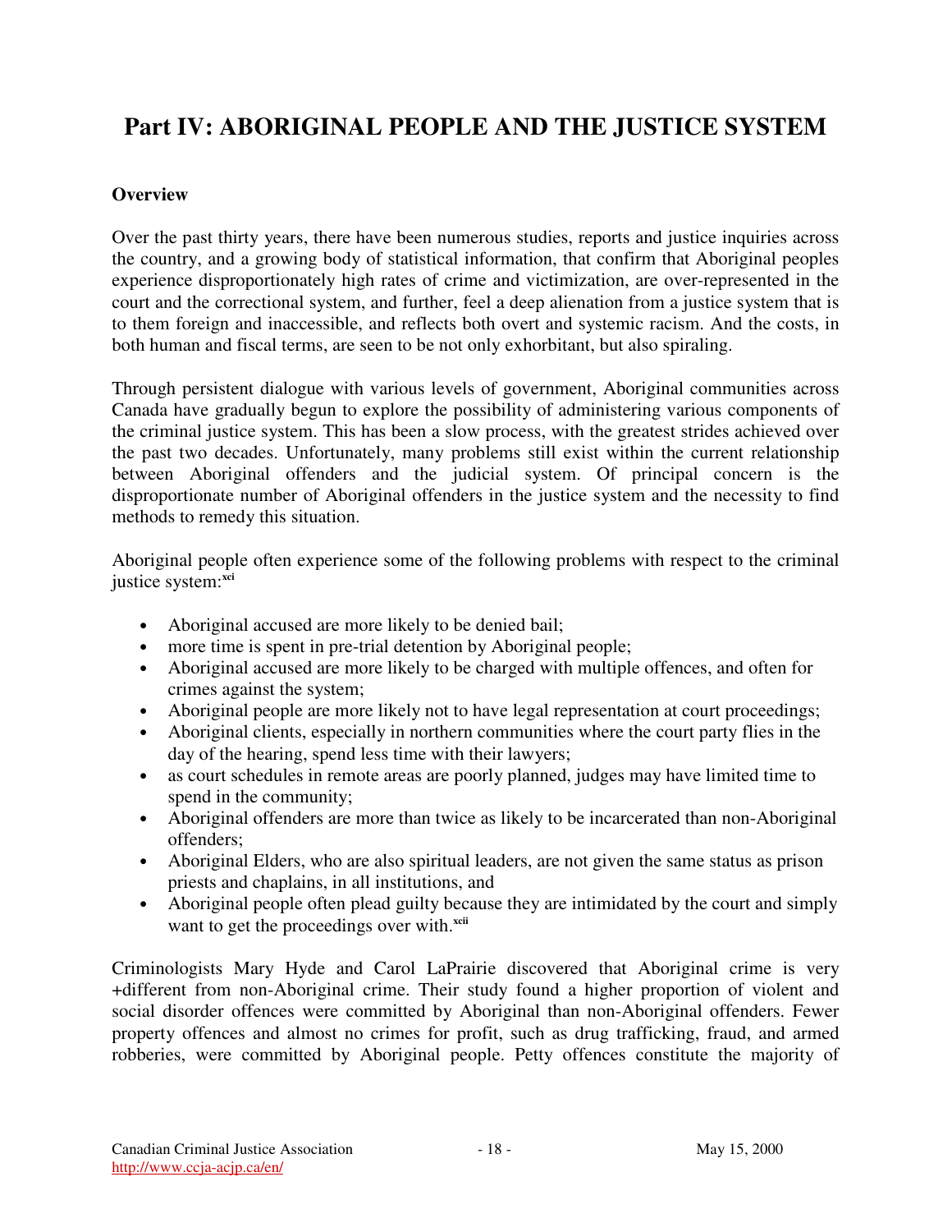# Part IV: ABORIGINAL PEOPLE AND THE JUSTICE SYSTEM

**Overview**

Over the past thirty years, there have been numerous studies, reports and justice inquiries across the country, and a growing body of statistical information, that confirm that Aboriginal peoples experience disproportionately high rates of crime and victimization, are over-represented in the court and the correctional system, and further, feel a deep alienation from a justice system that is to them foreign and inaccessible, and reflects both overt and systemic racism. And the costs, in both human and fiscal terms, are seen to be not only exhorbitant, but also spiraling.

Through persistent dialogue with various levels of government, Aboriginal communities across Canada have gradually begun to explore the possibility of administering various components of the criminal justice system. This has been a slow process, with the greatest strides achieved over the past two decades. Unfortunately, many problems still exist within the current relationship between Aboriginal offenders and the judicial system. Of principal concern is the disproportionate number of Aboriginal offenders in the justice system and the necessity to find methods to remedy this situation.

Aboriginal people often experience some of the following problems with respect to the criminal justice system:[xci]

- Aboriginal accused are more likely to be denied bail;
- more time is spent in pre-trial detention by Aboriginal people;
- Aboriginal accused are more likely to be charged with multiple offences, and often for crimes against the system;
- Aboriginal people are more likely not to have legal representation at court proceedings;
- Aboriginal clients, especially in northern communities where the court party flies in the day of the hearing, spend less time with their lawyers;
- as court schedules in remote areas are poorly planned, judges may have limited time to spend in the community;
- Aboriginal offenders are more than twice as likely to be incarcerated than non-Aboriginal offenders;
- Aboriginal Elders, who are also spiritual leaders, are not given the same status as prison priests and chaplains, in all institutions, and
- Aboriginal people often plead guilty because they are intimidated by the court and simply want to get the proceedings over with.[xcii]

Criminologists Mary Hyde and Carol LaPrairie discovered that Aboriginal crime is very +different from non-Aboriginal crime. Their study found a higher proportion of violent and social disorder offences were committed by Aboriginal than non-Aboriginal offenders. Fewer property offences and almost no crimes for profit, such as drug trafficking, fraud, and armed robberies, were committed by Aboriginal people. Petty offences constitute the majority of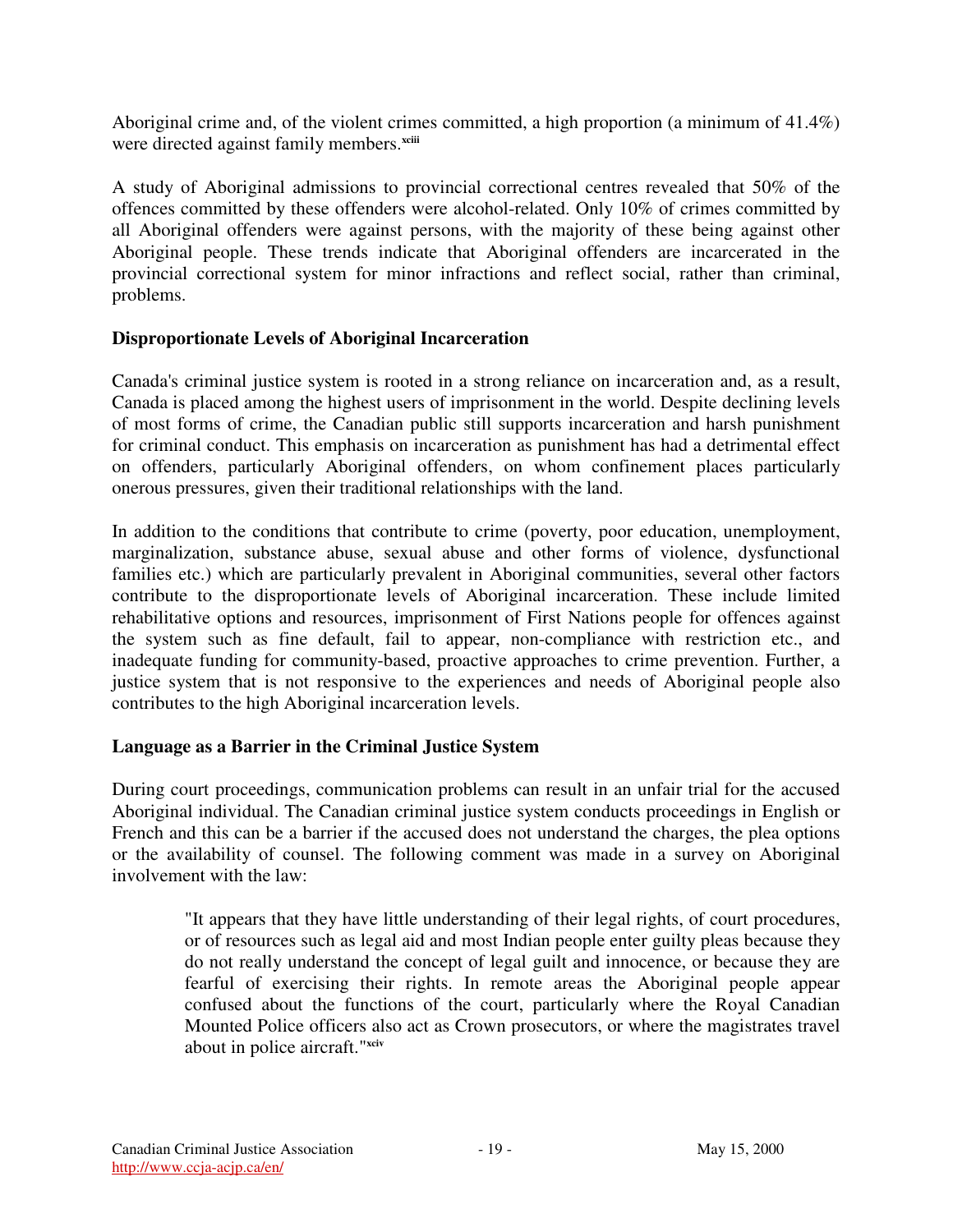Aboriginal crime and, of the violent crimes committed, a high proportion (a minimum of 41.4%) were directed against family members.[xciii]

A study of Aboriginal admissions to provincial correctional centres revealed that 50% of the offences committed by these offenders were alcohol-related. Only 10% of crimes committed by all Aboriginal offenders were against persons, with the majority of these being against other Aboriginal people. These trends indicate that Aboriginal offenders are incarcerated in the provincial correctional system for minor infractions and reflect social, rather than criminal, problems.

### Disproportionate Levels of Aboriginal Incarceration

Canada's criminal justice system is rooted in a strong reliance on incarceration and, as a result, Canada is placed among the highest users of imprisonment in the world. Despite declining levels of most forms of crime, the Canadian public still supports incarceration and harsh punishment for criminal conduct. This emphasis on incarceration as punishment has had a detrimental effect on offenders, particularly Aboriginal offenders, on whom confinement places particularly onerous pressures, given their traditional relationships with the land.

In addition to the conditions that contribute to crime (poverty, poor education, unemployment, marginalization, substance abuse, sexual abuse and other forms of violence, dysfunctional families etc.) which are particularly prevalent in Aboriginal communities, several other factors contribute to the disproportionate levels of Aboriginal incarceration. These include limited rehabilitative options and resources, imprisonment of First Nations people for offences against the system such as fine default, fail to appear, non-compliance with restriction etc., and inadequate funding for community-based, proactive approaches to crime prevention. Further, a justice system that is not responsive to the experiences and needs of Aboriginal people also contributes to the high Aboriginal incarceration levels.

### Language as a Barrier in the Criminal Justice System

During court proceedings, communication problems can result in an unfair trial for the accused Aboriginal individual. The Canadian criminal justice system conducts proceedings in English or French and this can be a barrier if the accused does not understand the charges, the plea options or the availability of counsel. The following comment was made in a survey on Aboriginal involvement with the law:

> "It appears that they have little understanding of their legal rights, of court procedures, or of resources such as legal aid and most Indian people enter guilty pleas because they do not really understand the concept of legal guilt and innocence, or because they are fearful of exercising their rights. In remote areas the Aboriginal people appear confused about the functions of the court, particularly where the Royal Canadian Mounted Police officers also act as Crown prosecutors, or where the magistrates travel about in police aircraft."[xciv]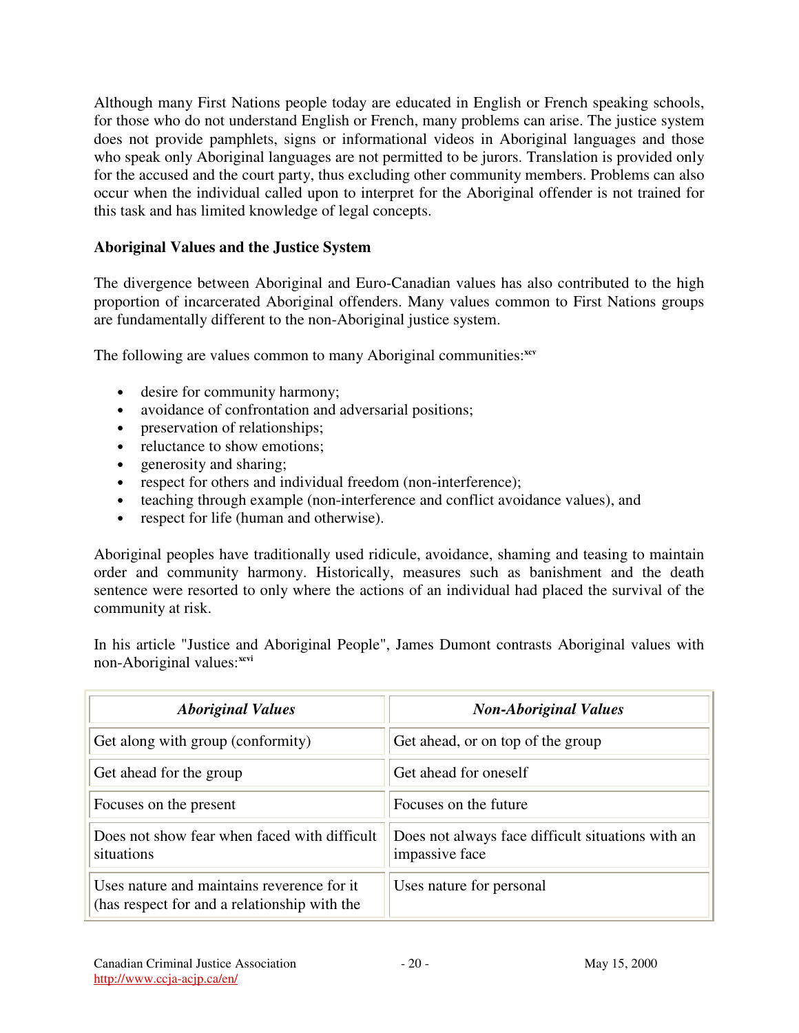Although many First Nations people today are educated in English or French speaking schools, for those who do not understand English or French, many problems can arise. The justice system does not provide pamphlets, signs or informational videos in Aboriginal languages and those who speak only Aboriginal languages are not permitted to be jurors. Translation is provided only for the accused and the court party, thus excluding other community members. Problems can also occur when the individual called upon to interpret for the Aboriginal offender is not trained for this task and has limited knowledge of legal concepts.

### Aboriginal Values and the Justice System

The divergence between Aboriginal and Euro-Canadian values has also contributed to the high proportion of incarcerated Aboriginal offenders. Many values common to First Nations groups are fundamentally different to the non-Aboriginal justice system.

The following are values common to many Aboriginal communities:[xcv]

- desire for community harmony;
- avoidance of confrontation and adversarial positions;
- preservation of relationships;
- reluctance to show emotions;
- generosity and sharing;
- respect for others and individual freedom (non-interference);
- teaching through example (non-interference and conflict avoidance values), and
- respect for life (human and otherwise).

Aboriginal peoples have traditionally used ridicule, avoidance, shaming and teasing to maintain order and community harmony. Historically, measures such as banishment and the death sentence were resorted to only where the actions of an individual had placed the survival of the community at risk.

In his article "Justice and Aboriginal People", James Dumont contrasts Aboriginal values with non-Aboriginal values:[xcvi]

| *Aboriginal Values* | *Non-Aboriginal Values* |
|---|---|
| Get along with group (conformity) | Get ahead, or on top of the group |
| Get ahead for the group | Get ahead for oneself |
| Focuses on the present | Focuses on the future |
| Does not show fear when faced with difficult situations | Does not always face difficult situations with an impassive face |
| Uses nature and maintains reverence for it (has respect for and a relationship with the | Uses nature for personal |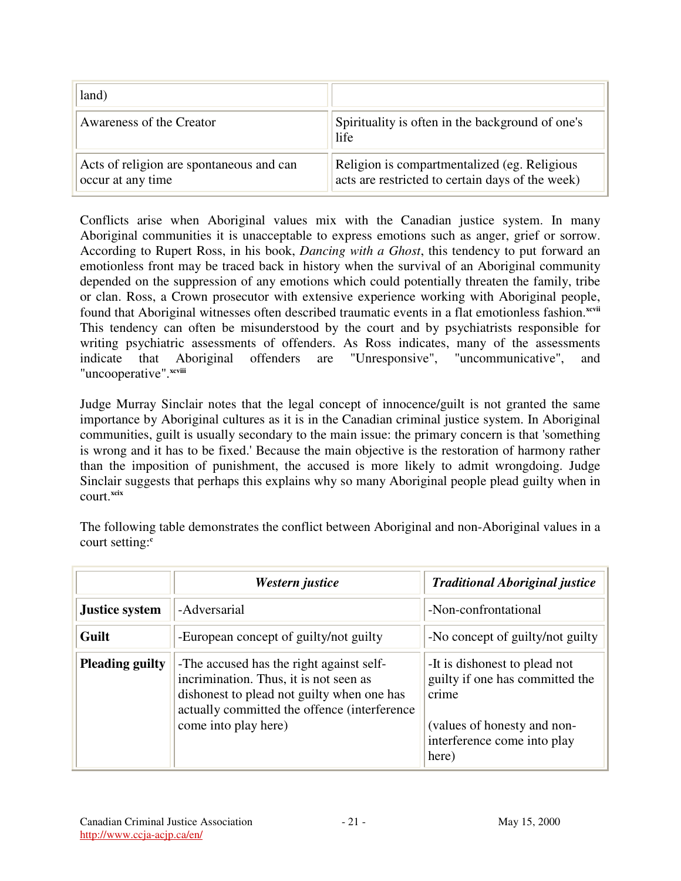| land) | |
|---|---|
| Awareness of the Creator | Spirituality is often in the background of one's life |
| Acts of religion are spontaneous and can occur at any time | Religion is compartmentalized (eg. Religious acts are restricted to certain days of the week) |

Conflicts arise when Aboriginal values mix with the Canadian justice system. In many Aboriginal communities it is unacceptable to express emotions such as anger, grief or sorrow. According to Rupert Ross, in his book, *Dancing with a Ghost*, this tendency to put forward an emotionless front may be traced back in history when the survival of an Aboriginal community depended on the suppression of any emotions which could potentially threaten the family, tribe or clan. Ross, a Crown prosecutor with extensive experience working with Aboriginal people, found that Aboriginal witnesses often described traumatic events in a flat emotionless fashion.[xcvii] This tendency can often be misunderstood by the court and by psychiatrists responsible for writing psychiatric assessments of offenders. As Ross indicates, many of the assessments indicate that Aboriginal offenders are "Unresponsive", "uncommunicative", and "uncooperative".[xcviii]

Judge Murray Sinclair notes that the legal concept of innocence/guilt is not granted the same importance by Aboriginal cultures as it is in the Canadian criminal justice system. In Aboriginal communities, guilt is usually secondary to the main issue: the primary concern is that 'something is wrong and it has to be fixed.' Because the main objective is the restoration of harmony rather than the imposition of punishment, the accused is more likely to admit wrongdoing. Judge Sinclair suggests that perhaps this explains why so many Aboriginal people plead guilty when in court.[xcix]

The following table demonstrates the conflict between Aboriginal and non-Aboriginal values in a court setting:[c]

| | ***Western justice*** | ***Traditional Aboriginal justice*** |
|---|---|---|
| **Justice system** | -Adversarial | -Non-confrontational |
| **Guilt** | -European concept of guilty/not guilty | -No concept of guilty/not guilty |
| **Pleading guilty** | -The accused has the right against self-incrimination. Thus, it is not seen as dishonest to plead not guilty when one has actually committed the offence (interference come into play here) | -It is dishonest to plead not guilty if one has committed the crime<br><br>(values of honesty and non-interference come into play here) |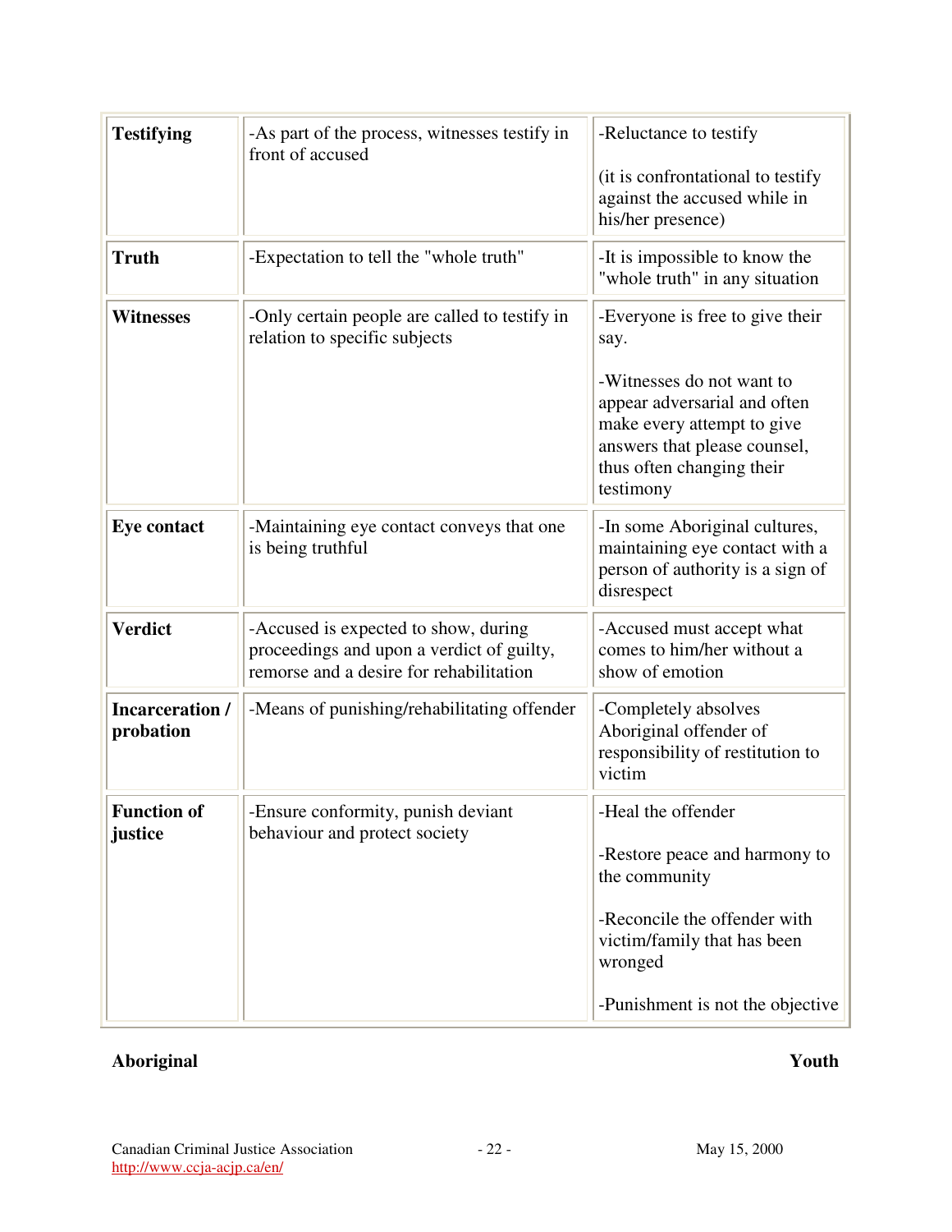| | | |
|---|---|---|
| **Testifying** | -As part of the process, witnesses testify in front of accused | -Reluctance to testify<br><br>(it is confrontational to testify against the accused while in his/her presence) |
| **Truth** | -Expectation to tell the "whole truth" | -It is impossible to know the "whole truth" in any situation |
| **Witnesses** | -Only certain people are called to testify in relation to specific subjects | -Everyone is free to give their say.<br><br>-Witnesses do not want to appear adversarial and often make every attempt to give answers that please counsel, thus often changing their testimony |
| **Eye contact** | -Maintaining eye contact conveys that one is being truthful | -In some Aboriginal cultures, maintaining eye contact with a person of authority is a sign of disrespect |
| **Verdict** | -Accused is expected to show, during proceedings and upon a verdict of guilty, remorse and a desire for rehabilitation | -Accused must accept what comes to him/her without a show of emotion |
| **Incarceration / probation** | -Means of punishing/rehabilitating offender | -Completely absolves Aboriginal offender of responsibility of restitution to victim |
| **Function of justice** | -Ensure conformity, punish deviant behaviour and protect society | -Heal the offender<br><br>-Restore peace and harmony to the community<br><br>-Reconcile the offender with victim/family that has been wronged<br><br>-Punishment is not the objective |

**Aboriginal** **Youth**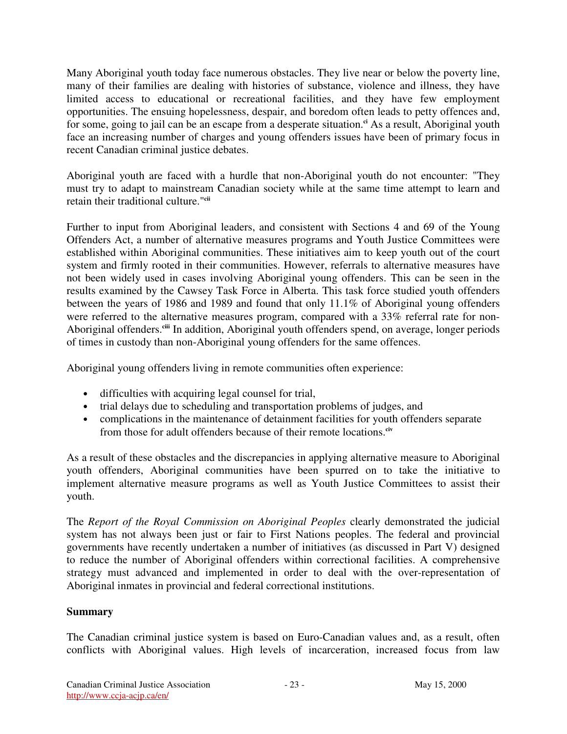Many Aboriginal youth today face numerous obstacles. They live near or below the poverty line, many of their families are dealing with histories of substance, violence and illness, they have limited access to educational or recreational facilities, and they have few employment opportunities. The ensuing hopelessness, despair, and boredom often leads to petty offences and, for some, going to jail can be an escape from a desperate situation.[ci] As a result, Aboriginal youth face an increasing number of charges and young offenders issues have been of primary focus in recent Canadian criminal justice debates.

Aboriginal youth are faced with a hurdle that non-Aboriginal youth do not encounter: "They must try to adapt to mainstream Canadian society while at the same time attempt to learn and retain their traditional culture."[cii]

Further to input from Aboriginal leaders, and consistent with Sections 4 and 69 of the Young Offenders Act, a number of alternative measures programs and Youth Justice Committees were established within Aboriginal communities. These initiatives aim to keep youth out of the court system and firmly rooted in their communities. However, referrals to alternative measures have not been widely used in cases involving Aboriginal young offenders. This can be seen in the results examined by the Cawsey Task Force in Alberta. This task force studied youth offenders between the years of 1986 and 1989 and found that only 11.1% of Aboriginal young offenders were referred to the alternative measures program, compared with a 33% referral rate for non-Aboriginal offenders.[ciii] In addition, Aboriginal youth offenders spend, on average, longer periods of times in custody than non-Aboriginal young offenders for the same offences.

Aboriginal young offenders living in remote communities often experience:

- difficulties with acquiring legal counsel for trial,
- trial delays due to scheduling and transportation problems of judges, and
- complications in the maintenance of detainment facilities for youth offenders separate from those for adult offenders because of their remote locations.[civ]

As a result of these obstacles and the discrepancies in applying alternative measure to Aboriginal youth offenders, Aboriginal communities have been spurred on to take the initiative to implement alternative measure programs as well as Youth Justice Committees to assist their youth.

The *Report of the Royal Commission on Aboriginal Peoples* clearly demonstrated the judicial system has not always been just or fair to First Nations peoples. The federal and provincial governments have recently undertaken a number of initiatives (as discussed in Part V) designed to reduce the number of Aboriginal offenders within correctional facilities. A comprehensive strategy must advanced and implemented in order to deal with the over-representation of Aboriginal inmates in provincial and federal correctional institutions.

**Summary**

The Canadian criminal justice system is based on Euro-Canadian values and, as a result, often conflicts with Aboriginal values. High levels of incarceration, increased focus from law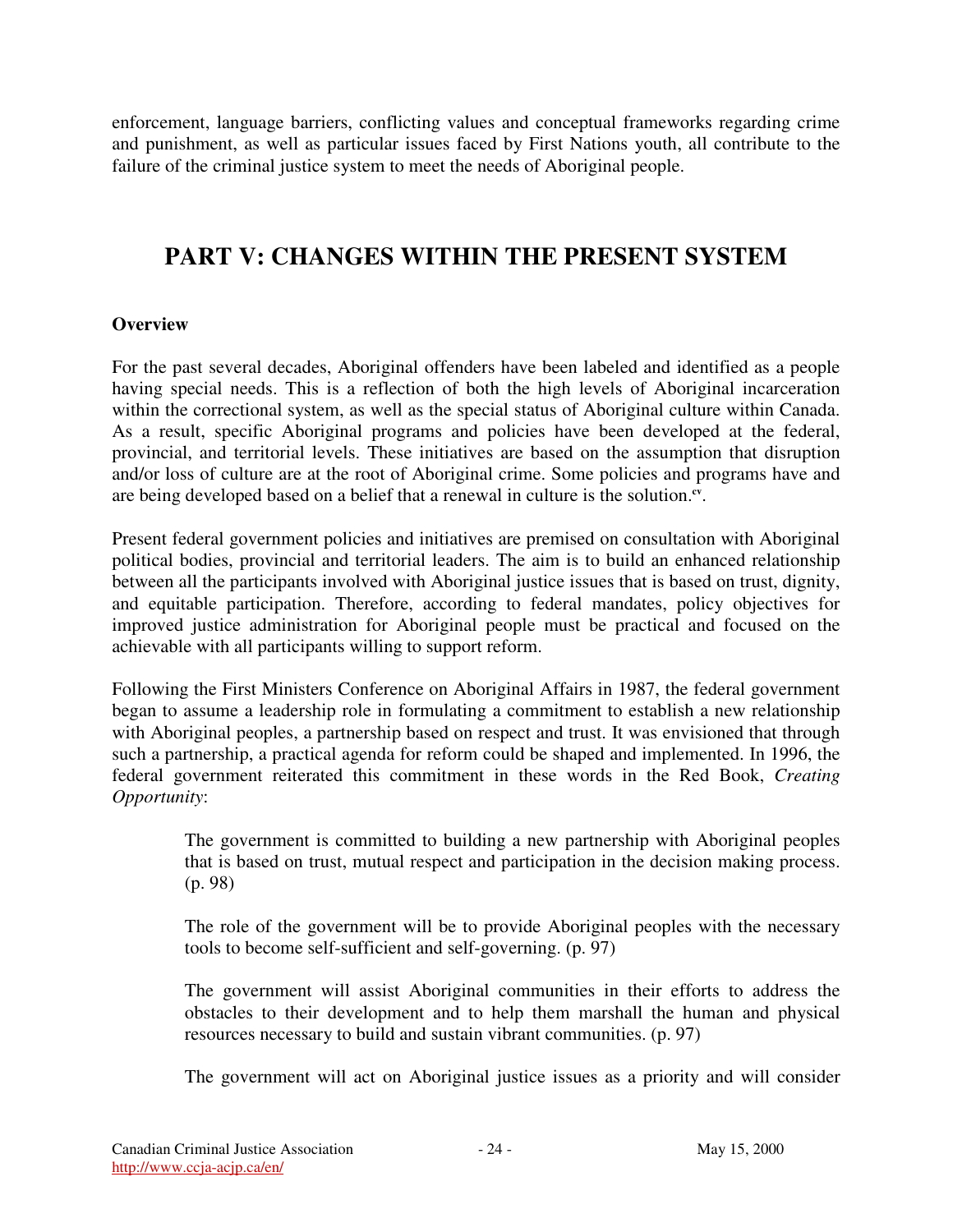enforcement, language barriers, conflicting values and conceptual frameworks regarding crime and punishment, as well as particular issues faced by First Nations youth, all contribute to the failure of the criminal justice system to meet the needs of Aboriginal people.

# PART V: CHANGES WITHIN THE PRESENT SYSTEM

**Overview**

For the past several decades, Aboriginal offenders have been labeled and identified as a people having special needs. This is a reflection of both the high levels of Aboriginal incarceration within the correctional system, as well as the special status of Aboriginal culture within Canada. As a result, specific Aboriginal programs and policies have been developed at the federal, provincial, and territorial levels. These initiatives are based on the assumption that disruption and/or loss of culture are at the root of Aboriginal crime. Some policies and programs have and are being developed based on a belief that a renewal in culture is the solution.[cv].

Present federal government policies and initiatives are premised on consultation with Aboriginal political bodies, provincial and territorial leaders. The aim is to build an enhanced relationship between all the participants involved with Aboriginal justice issues that is based on trust, dignity, and equitable participation. Therefore, according to federal mandates, policy objectives for improved justice administration for Aboriginal people must be practical and focused on the achievable with all participants willing to support reform.

Following the First Ministers Conference on Aboriginal Affairs in 1987, the federal government began to assume a leadership role in formulating a commitment to establish a new relationship with Aboriginal peoples, a partnership based on respect and trust. It was envisioned that through such a partnership, a practical agenda for reform could be shaped and implemented. In 1996, the federal government reiterated this commitment in these words in the Red Book, *Creating Opportunity*:

> The government is committed to building a new partnership with Aboriginal peoples that is based on trust, mutual respect and participation in the decision making process. (p. 98)
>
> The role of the government will be to provide Aboriginal peoples with the necessary tools to become self-sufficient and self-governing. (p. 97)
>
> The government will assist Aboriginal communities in their efforts to address the obstacles to their development and to help them marshall the human and physical resources necessary to build and sustain vibrant communities. (p. 97)
>
> The government will act on Aboriginal justice issues as a priority and will consider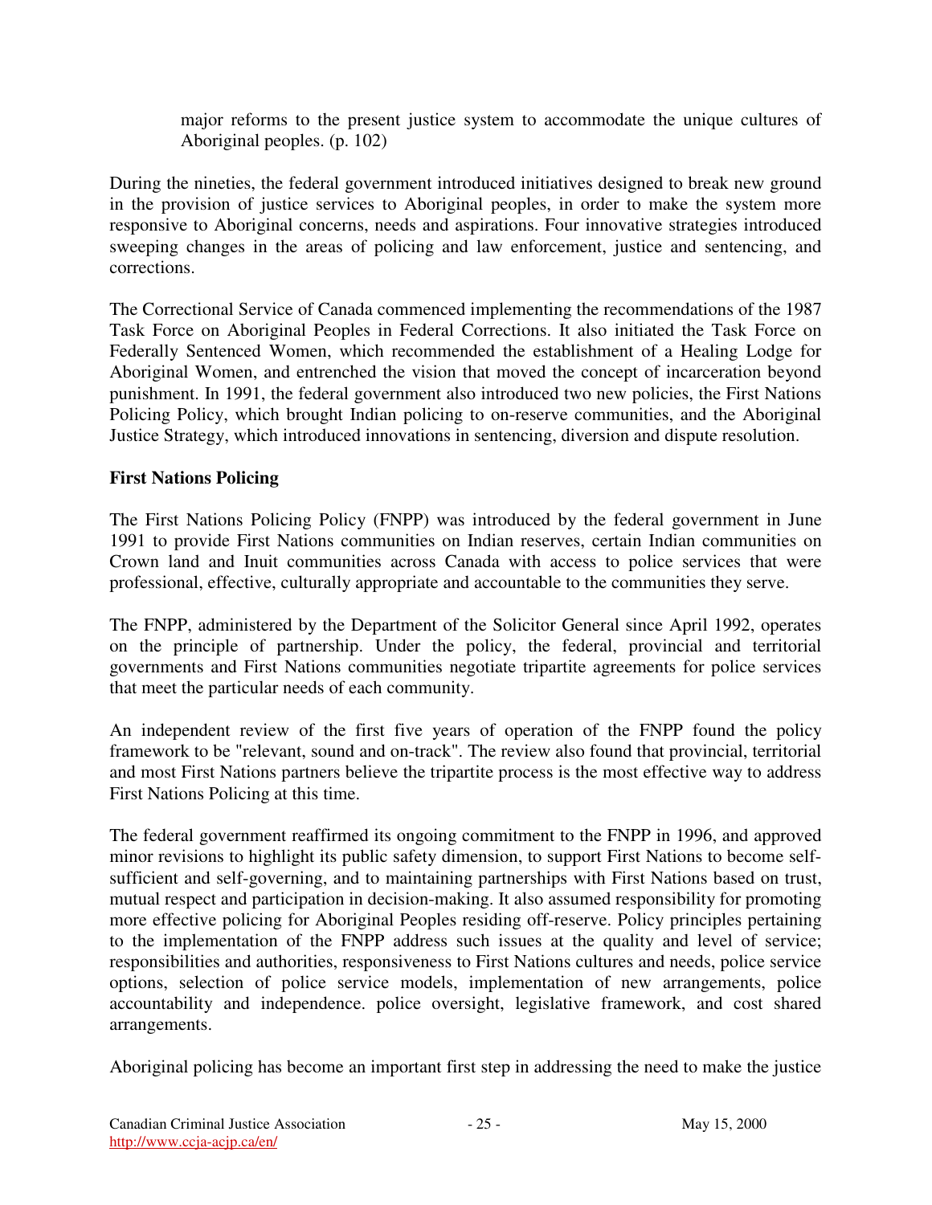major reforms to the present justice system to accommodate the unique cultures of Aboriginal peoples. (p. 102)

During the nineties, the federal government introduced initiatives designed to break new ground in the provision of justice services to Aboriginal peoples, in order to make the system more responsive to Aboriginal concerns, needs and aspirations. Four innovative strategies introduced sweeping changes in the areas of policing and law enforcement, justice and sentencing, and corrections.

The Correctional Service of Canada commenced implementing the recommendations of the 1987 Task Force on Aboriginal Peoples in Federal Corrections. It also initiated the Task Force on Federally Sentenced Women, which recommended the establishment of a Healing Lodge for Aboriginal Women, and entrenched the vision that moved the concept of incarceration beyond punishment. In 1991, the federal government also introduced two new policies, the First Nations Policing Policy, which brought Indian policing to on-reserve communities, and the Aboriginal Justice Strategy, which introduced innovations in sentencing, diversion and dispute resolution.

**First Nations Policing**

The First Nations Policing Policy (FNPP) was introduced by the federal government in June 1991 to provide First Nations communities on Indian reserves, certain Indian communities on Crown land and Inuit communities across Canada with access to police services that were professional, effective, culturally appropriate and accountable to the communities they serve.

The FNPP, administered by the Department of the Solicitor General since April 1992, operates on the principle of partnership. Under the policy, the federal, provincial and territorial governments and First Nations communities negotiate tripartite agreements for police services that meet the particular needs of each community.

An independent review of the first five years of operation of the FNPP found the policy framework to be "relevant, sound and on-track". The review also found that provincial, territorial and most First Nations partners believe the tripartite process is the most effective way to address First Nations Policing at this time.

The federal government reaffirmed its ongoing commitment to the FNPP in 1996, and approved minor revisions to highlight its public safety dimension, to support First Nations to become self-sufficient and self-governing, and to maintaining partnerships with First Nations based on trust, mutual respect and participation in decision-making. It also assumed responsibility for promoting more effective policing for Aboriginal Peoples residing off-reserve. Policy principles pertaining to the implementation of the FNPP address such issues at the quality and level of service; responsibilities and authorities, responsiveness to First Nations cultures and needs, police service options, selection of police service models, implementation of new arrangements, police accountability and independence. police oversight, legislative framework, and cost shared arrangements.

Aboriginal policing has become an important first step in addressing the need to make the justice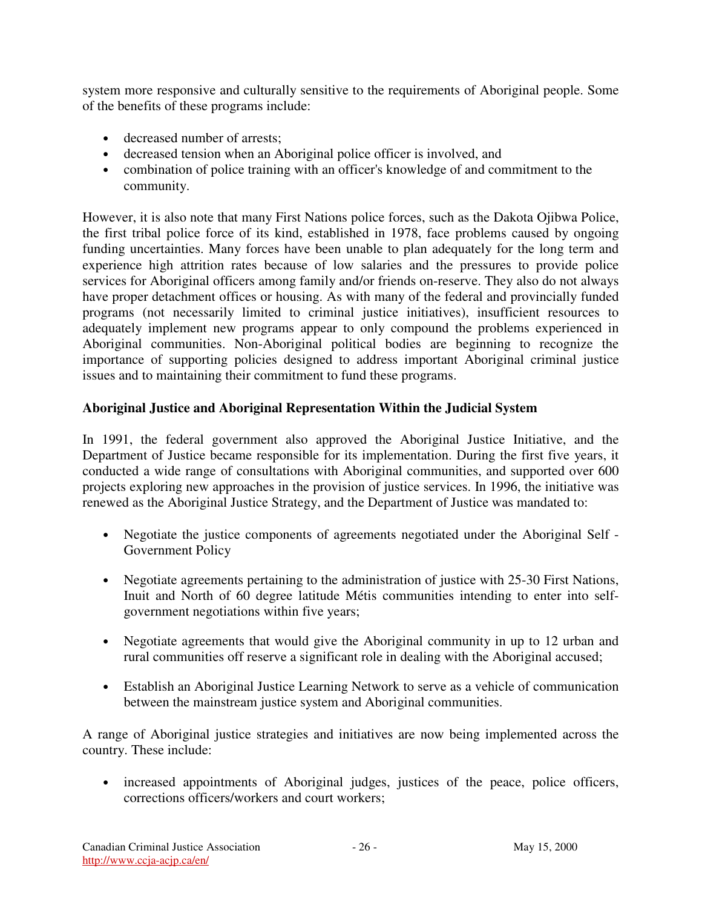system more responsive and culturally sensitive to the requirements of Aboriginal people. Some of the benefits of these programs include:

- decreased number of arrests;
- decreased tension when an Aboriginal police officer is involved, and
- combination of police training with an officer's knowledge of and commitment to the community.

However, it is also note that many First Nations police forces, such as the Dakota Ojibwa Police, the first tribal police force of its kind, established in 1978, face problems caused by ongoing funding uncertainties. Many forces have been unable to plan adequately for the long term and experience high attrition rates because of low salaries and the pressures to provide police services for Aboriginal officers among family and/or friends on-reserve. They also do not always have proper detachment offices or housing. As with many of the federal and provincially funded programs (not necessarily limited to criminal justice initiatives), insufficient resources to adequately implement new programs appear to only compound the problems experienced in Aboriginal communities. Non-Aboriginal political bodies are beginning to recognize the importance of supporting policies designed to address important Aboriginal criminal justice issues and to maintaining their commitment to fund these programs.

**Aboriginal Justice and Aboriginal Representation Within the Judicial System**

In 1991, the federal government also approved the Aboriginal Justice Initiative, and the Department of Justice became responsible for its implementation. During the first five years, it conducted a wide range of consultations with Aboriginal communities, and supported over 600 projects exploring new approaches in the provision of justice services. In 1996, the initiative was renewed as the Aboriginal Justice Strategy, and the Department of Justice was mandated to:

- Negotiate the justice components of agreements negotiated under the Aboriginal Self - Government Policy

- Negotiate agreements pertaining to the administration of justice with 25-30 First Nations, Inuit and North of 60 degree latitude Métis communities intending to enter into self-government negotiations within five years;

- Negotiate agreements that would give the Aboriginal community in up to 12 urban and rural communities off reserve a significant role in dealing with the Aboriginal accused;

- Establish an Aboriginal Justice Learning Network to serve as a vehicle of communication between the mainstream justice system and Aboriginal communities.

A range of Aboriginal justice strategies and initiatives are now being implemented across the country. These include:

- increased appointments of Aboriginal judges, justices of the peace, police officers, corrections officers/workers and court workers;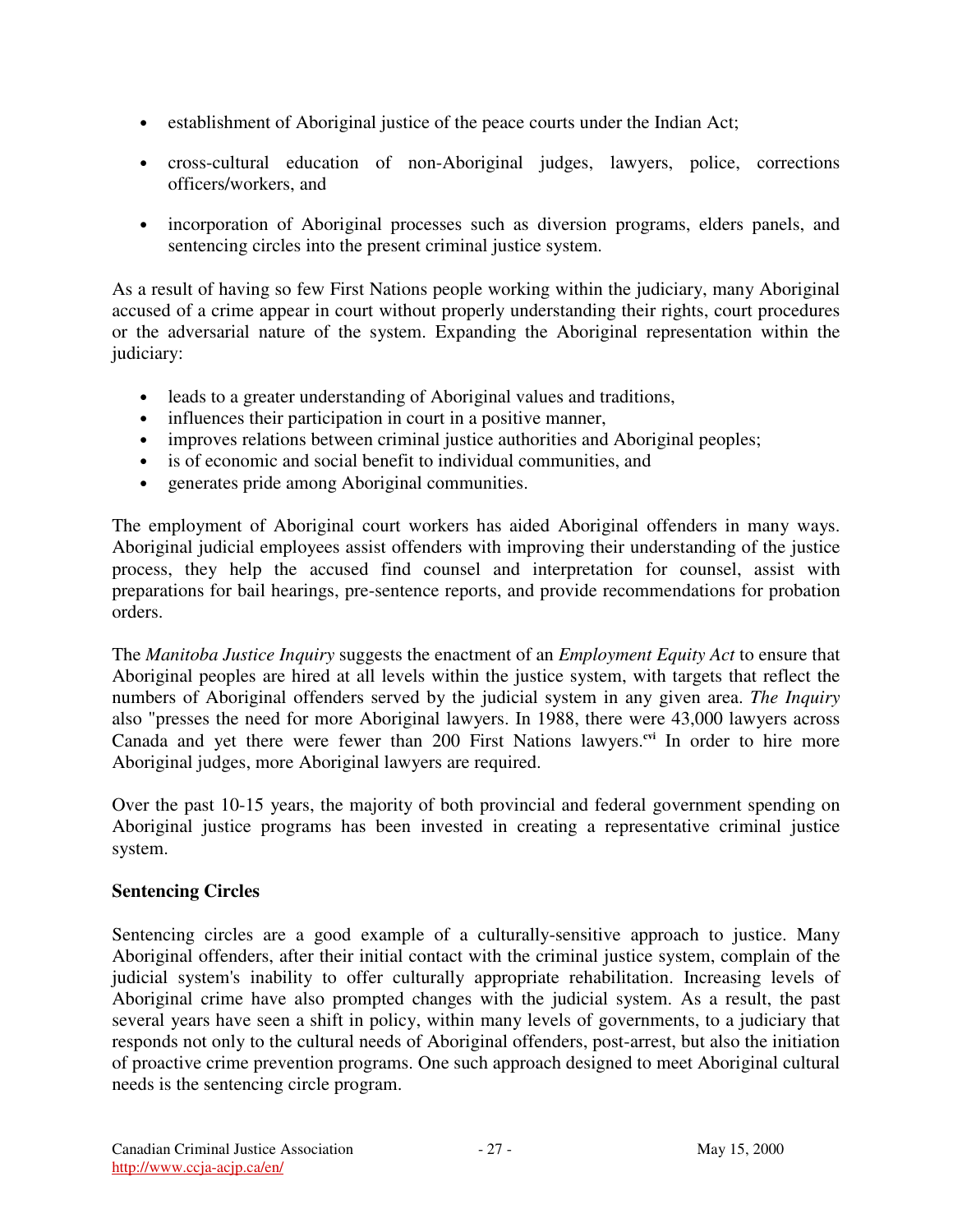- establishment of Aboriginal justice of the peace courts under the Indian Act;
- cross-cultural education of non-Aboriginal judges, lawyers, police, corrections officers/workers, and
- incorporation of Aboriginal processes such as diversion programs, elders panels, and sentencing circles into the present criminal justice system.

As a result of having so few First Nations people working within the judiciary, many Aboriginal accused of a crime appear in court without properly understanding their rights, court procedures or the adversarial nature of the system. Expanding the Aboriginal representation within the judiciary:

- leads to a greater understanding of Aboriginal values and traditions,
- influences their participation in court in a positive manner,
- improves relations between criminal justice authorities and Aboriginal peoples;
- is of economic and social benefit to individual communities, and
- generates pride among Aboriginal communities.

The employment of Aboriginal court workers has aided Aboriginal offenders in many ways. Aboriginal judicial employees assist offenders with improving their understanding of the justice process, they help the accused find counsel and interpretation for counsel, assist with preparations for bail hearings, pre-sentence reports, and provide recommendations for probation orders.

The *Manitoba Justice Inquiry* suggests the enactment of an *Employment Equity Act* to ensure that Aboriginal peoples are hired at all levels within the justice system, with targets that reflect the numbers of Aboriginal offenders served by the judicial system in any given area. *The Inquiry* also "presses the need for more Aboriginal lawyers. In 1988, there were 43,000 lawyers across Canada and yet there were fewer than 200 First Nations lawyers.[cvi] In order to hire more Aboriginal judges, more Aboriginal lawyers are required.

Over the past 10-15 years, the majority of both provincial and federal government spending on Aboriginal justice programs has been invested in creating a representative criminal justice system.

**Sentencing Circles**

Sentencing circles are a good example of a culturally-sensitive approach to justice. Many Aboriginal offenders, after their initial contact with the criminal justice system, complain of the judicial system's inability to offer culturally appropriate rehabilitation. Increasing levels of Aboriginal crime have also prompted changes with the judicial system. As a result, the past several years have seen a shift in policy, within many levels of governments, to a judiciary that responds not only to the cultural needs of Aboriginal offenders, post-arrest, but also the initiation of proactive crime prevention programs. One such approach designed to meet Aboriginal cultural needs is the sentencing circle program.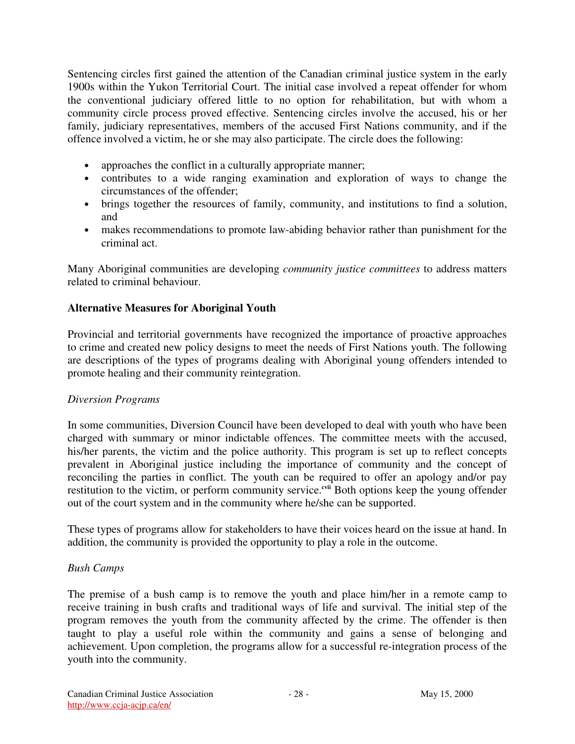Sentencing circles first gained the attention of the Canadian criminal justice system in the early 1900s within the Yukon Territorial Court. The initial case involved a repeat offender for whom the conventional judiciary offered little to no option for rehabilitation, but with whom a community circle process proved effective. Sentencing circles involve the accused, his or her family, judiciary representatives, members of the accused First Nations community, and if the offence involved a victim, he or she may also participate. The circle does the following:

- approaches the conflict in a culturally appropriate manner;
- contributes to a wide ranging examination and exploration of ways to change the circumstances of the offender;
- brings together the resources of family, community, and institutions to find a solution, and
- makes recommendations to promote law-abiding behavior rather than punishment for the criminal act.

Many Aboriginal communities are developing *community justice committees* to address matters related to criminal behaviour.

**Alternative Measures for Aboriginal Youth**

Provincial and territorial governments have recognized the importance of proactive approaches to crime and created new policy designs to meet the needs of First Nations youth. The following are descriptions of the types of programs dealing with Aboriginal young offenders intended to promote healing and their community reintegration.

*Diversion Programs*

In some communities, Diversion Council have been developed to deal with youth who have been charged with summary or minor indictable offences. The committee meets with the accused, his/her parents, the victim and the police authority. This program is set up to reflect concepts prevalent in Aboriginal justice including the importance of community and the concept of reconciling the parties in conflict. The youth can be required to offer an apology and/or pay restitution to the victim, or perform community service.[cvii] Both options keep the young offender out of the court system and in the community where he/she can be supported.

These types of programs allow for stakeholders to have their voices heard on the issue at hand. In addition, the community is provided the opportunity to play a role in the outcome.

*Bush Camps*

The premise of a bush camp is to remove the youth and place him/her in a remote camp to receive training in bush crafts and traditional ways of life and survival. The initial step of the program removes the youth from the community affected by the crime. The offender is then taught to play a useful role within the community and gains a sense of belonging and achievement. Upon completion, the programs allow for a successful re-integration process of the youth into the community.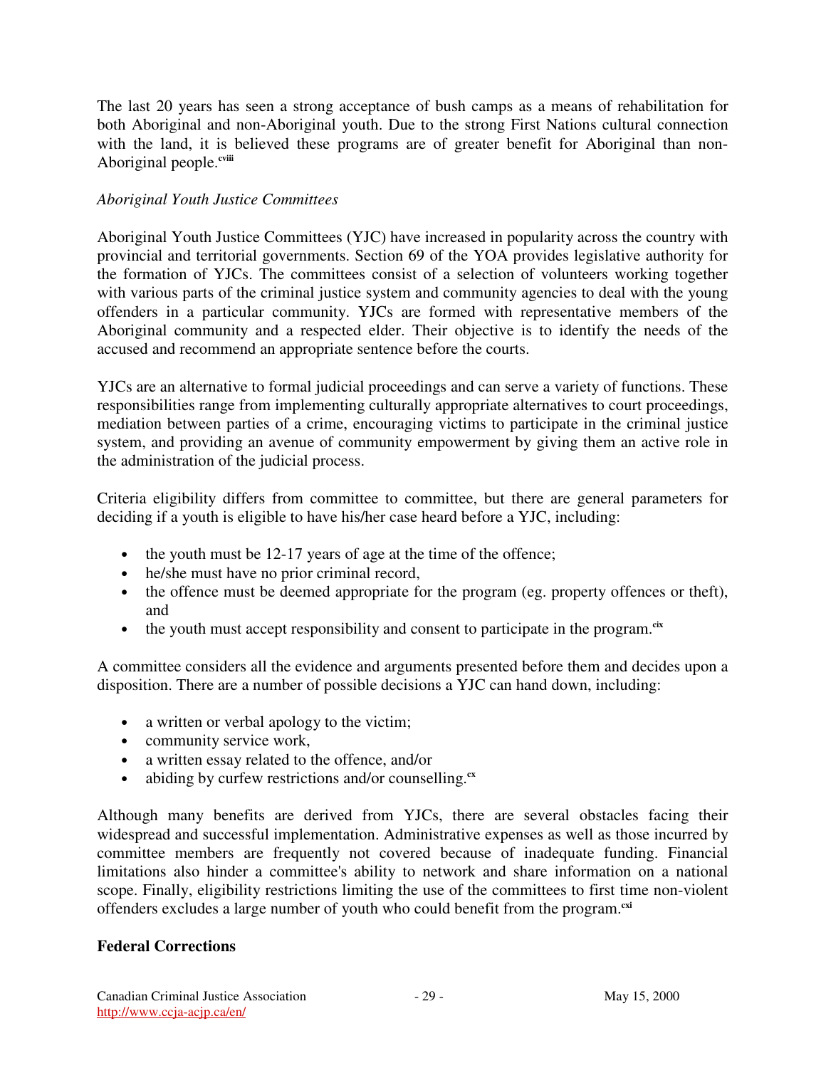The last 20 years has seen a strong acceptance of bush camps as a means of rehabilitation for both Aboriginal and non-Aboriginal youth. Due to the strong First Nations cultural connection with the land, it is believed these programs are of greater benefit for Aboriginal than non-Aboriginal people.[cviii]

*Aboriginal Youth Justice Committees*

Aboriginal Youth Justice Committees (YJC) have increased in popularity across the country with provincial and territorial governments. Section 69 of the YOA provides legislative authority for the formation of YJCs. The committees consist of a selection of volunteers working together with various parts of the criminal justice system and community agencies to deal with the young offenders in a particular community. YJCs are formed with representative members of the Aboriginal community and a respected elder. Their objective is to identify the needs of the accused and recommend an appropriate sentence before the courts.

YJCs are an alternative to formal judicial proceedings and can serve a variety of functions. These responsibilities range from implementing culturally appropriate alternatives to court proceedings, mediation between parties of a crime, encouraging victims to participate in the criminal justice system, and providing an avenue of community empowerment by giving them an active role in the administration of the judicial process.

Criteria eligibility differs from committee to committee, but there are general parameters for deciding if a youth is eligible to have his/her case heard before a YJC, including:

- the youth must be 12-17 years of age at the time of the offence;
- he/she must have no prior criminal record,
- the offence must be deemed appropriate for the program (eg. property offences or theft), and
- the youth must accept responsibility and consent to participate in the program.[cix]

A committee considers all the evidence and arguments presented before them and decides upon a disposition. There are a number of possible decisions a YJC can hand down, including:

- a written or verbal apology to the victim;
- community service work,
- a written essay related to the offence, and/or
- abiding by curfew restrictions and/or counselling.[cx]

Although many benefits are derived from YJCs, there are several obstacles facing their widespread and successful implementation. Administrative expenses as well as those incurred by committee members are frequently not covered because of inadequate funding. Financial limitations also hinder a committee's ability to network and share information on a national scope. Finally, eligibility restrictions limiting the use of the committees to first time non-violent offenders excludes a large number of youth who could benefit from the program.[cxi]

## Federal Corrections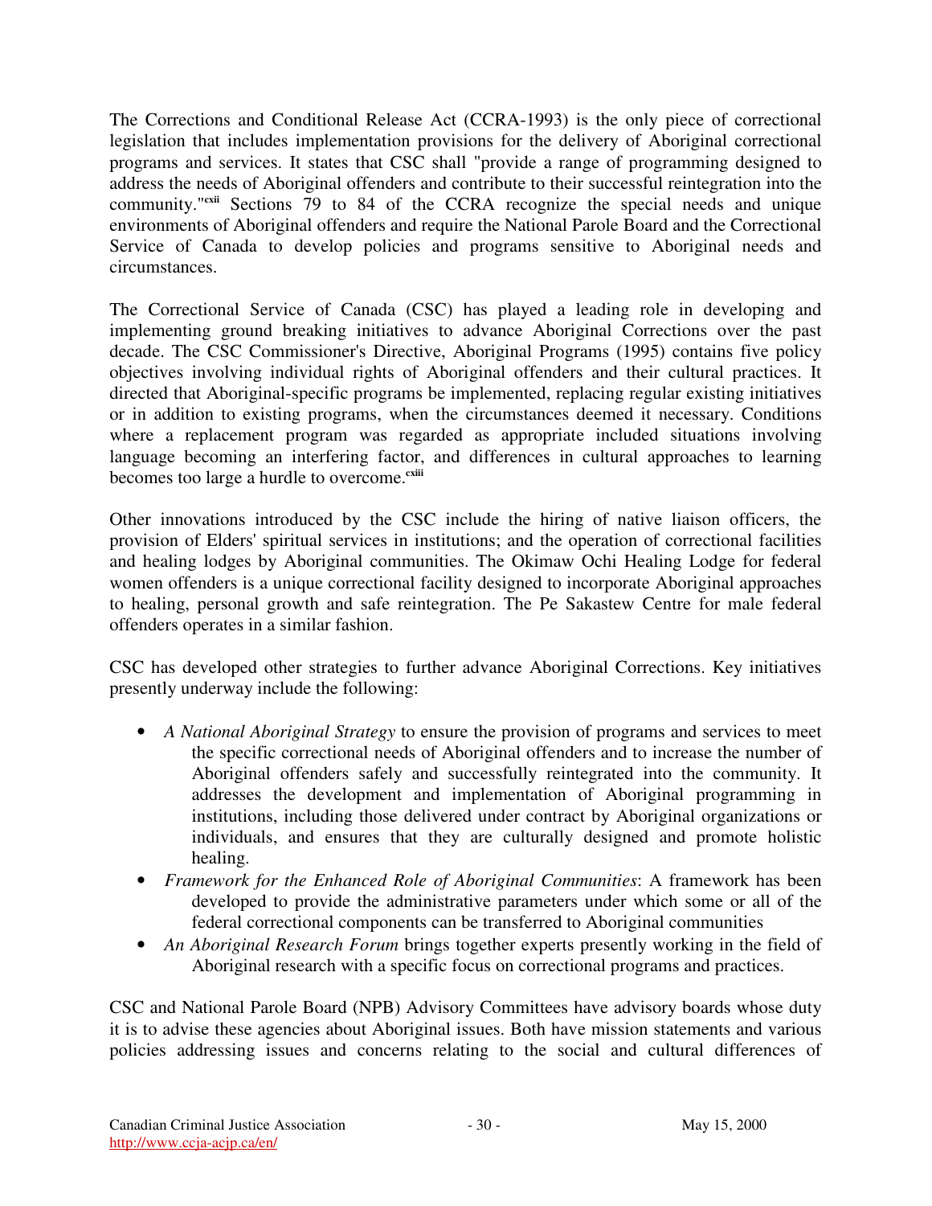The Corrections and Conditional Release Act (CCRA-1993) is the only piece of correctional legislation that includes implementation provisions for the delivery of Aboriginal correctional programs and services. It states that CSC shall "provide a range of programming designed to address the needs of Aboriginal offenders and contribute to their successful reintegration into the community."[cxii] Sections 79 to 84 of the CCRA recognize the special needs and unique environments of Aboriginal offenders and require the National Parole Board and the Correctional Service of Canada to develop policies and programs sensitive to Aboriginal needs and circumstances.

The Correctional Service of Canada (CSC) has played a leading role in developing and implementing ground breaking initiatives to advance Aboriginal Corrections over the past decade. The CSC Commissioner's Directive, Aboriginal Programs (1995) contains five policy objectives involving individual rights of Aboriginal offenders and their cultural practices. It directed that Aboriginal-specific programs be implemented, replacing regular existing initiatives or in addition to existing programs, when the circumstances deemed it necessary. Conditions where a replacement program was regarded as appropriate included situations involving language becoming an interfering factor, and differences in cultural approaches to learning becomes too large a hurdle to overcome.[cxiii]

Other innovations introduced by the CSC include the hiring of native liaison officers, the provision of Elders' spiritual services in institutions; and the operation of correctional facilities and healing lodges by Aboriginal communities. The Okimaw Ochi Healing Lodge for federal women offenders is a unique correctional facility designed to incorporate Aboriginal approaches to healing, personal growth and safe reintegration. The Pe Sakastew Centre for male federal offenders operates in a similar fashion.

CSC has developed other strategies to further advance Aboriginal Corrections. Key initiatives presently underway include the following:

- *A National Aboriginal Strategy* to ensure the provision of programs and services to meet the specific correctional needs of Aboriginal offenders and to increase the number of Aboriginal offenders safely and successfully reintegrated into the community. It addresses the development and implementation of Aboriginal programming in institutions, including those delivered under contract by Aboriginal organizations or individuals, and ensures that they are culturally designed and promote holistic healing.
- *Framework for the Enhanced Role of Aboriginal Communities*: A framework has been developed to provide the administrative parameters under which some or all of the federal correctional components can be transferred to Aboriginal communities
- *An Aboriginal Research Forum* brings together experts presently working in the field of Aboriginal research with a specific focus on correctional programs and practices.

CSC and National Parole Board (NPB) Advisory Committees have advisory boards whose duty it is to advise these agencies about Aboriginal issues. Both have mission statements and various policies addressing issues and concerns relating to the social and cultural differences of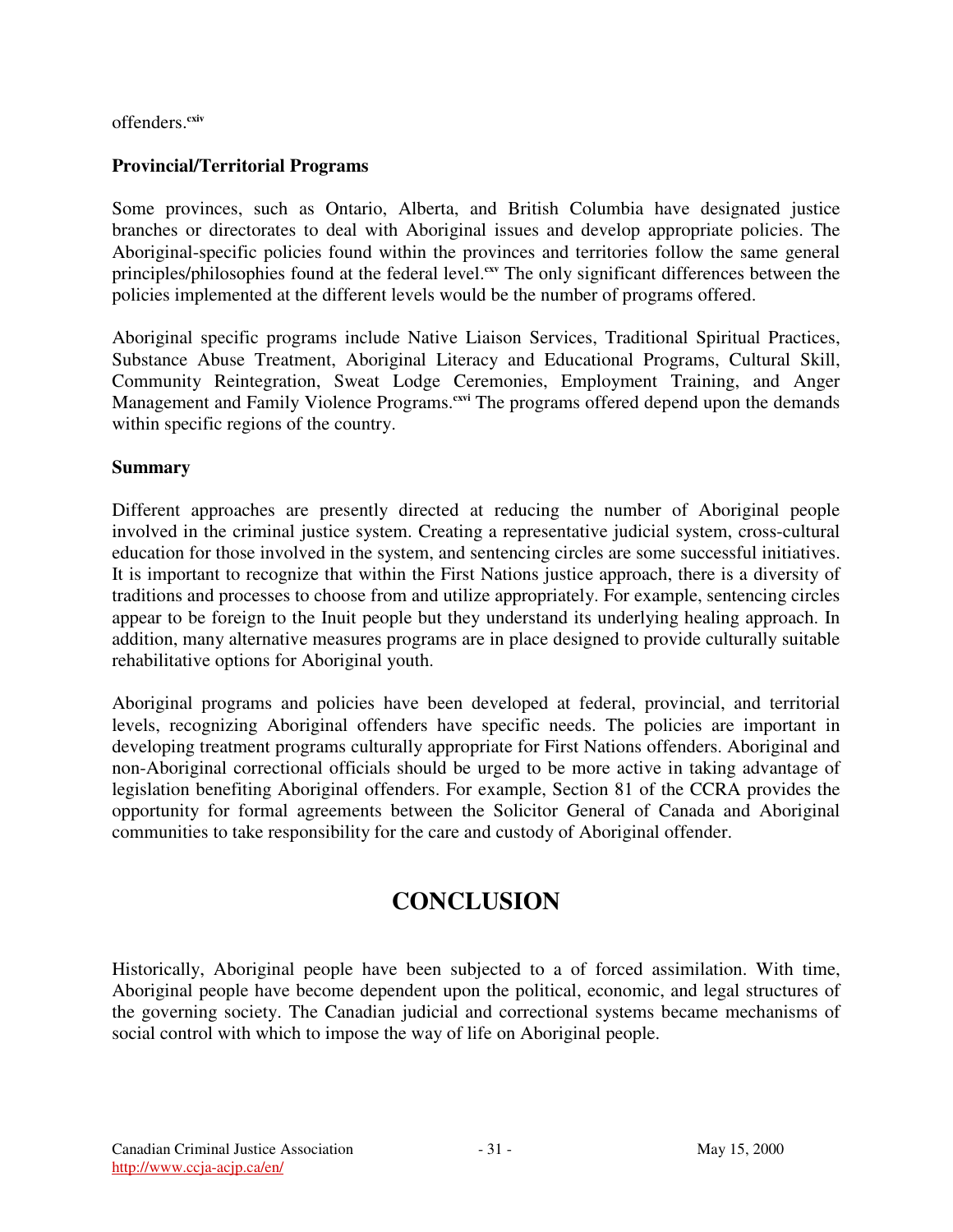offenders.[cxiv]

**Provincial/Territorial Programs**

Some provinces, such as Ontario, Alberta, and British Columbia have designated justice branches or directorates to deal with Aboriginal issues and develop appropriate policies. The Aboriginal-specific policies found within the provinces and territories follow the same general principles/philosophies found at the federal level.[cxv] The only significant differences between the policies implemented at the different levels would be the number of programs offered.

Aboriginal specific programs include Native Liaison Services, Traditional Spiritual Practices, Substance Abuse Treatment, Aboriginal Literacy and Educational Programs, Cultural Skill, Community Reintegration, Sweat Lodge Ceremonies, Employment Training, and Anger Management and Family Violence Programs.[cxvi] The programs offered depend upon the demands within specific regions of the country.

**Summary**

Different approaches are presently directed at reducing the number of Aboriginal people involved in the criminal justice system. Creating a representative judicial system, cross-cultural education for those involved in the system, and sentencing circles are some successful initiatives. It is important to recognize that within the First Nations justice approach, there is a diversity of traditions and processes to choose from and utilize appropriately. For example, sentencing circles appear to be foreign to the Inuit people but they understand its underlying healing approach. In addition, many alternative measures programs are in place designed to provide culturally suitable rehabilitative options for Aboriginal youth.

Aboriginal programs and policies have been developed at federal, provincial, and territorial levels, recognizing Aboriginal offenders have specific needs. The policies are important in developing treatment programs culturally appropriate for First Nations offenders. Aboriginal and non-Aboriginal correctional officials should be urged to be more active in taking advantage of legislation benefiting Aboriginal offenders. For example, Section 81 of the CCRA provides the opportunity for formal agreements between the Solicitor General of Canada and Aboriginal communities to take responsibility for the care and custody of Aboriginal offender.

# CONCLUSION

Historically, Aboriginal people have been subjected to a of forced assimilation. With time, Aboriginal people have become dependent upon the political, economic, and legal structures of the governing society. The Canadian judicial and correctional systems became mechanisms of social control with which to impose the way of life on Aboriginal people.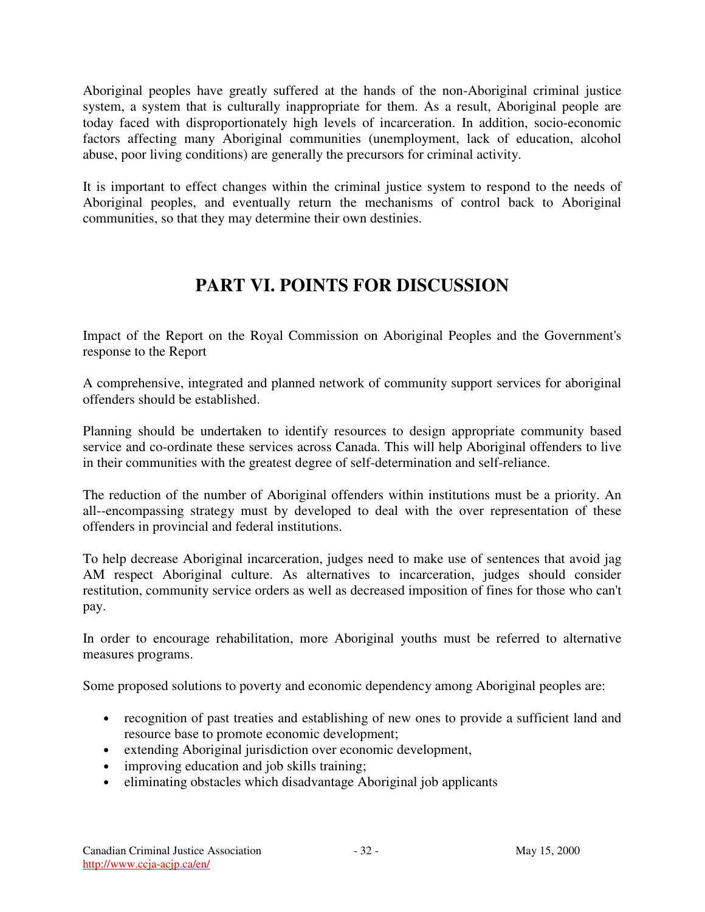Aboriginal peoples have greatly suffered at the hands of the non-Aboriginal criminal justice system, a system that is culturally inappropriate for them. As a result, Aboriginal people are today faced with disproportionately high levels of incarceration. In addition, socio-economic factors affecting many Aboriginal communities (unemployment, lack of education, alcohol abuse, poor living conditions) are generally the precursors for criminal activity.

It is important to effect changes within the criminal justice system to respond to the needs of Aboriginal peoples, and eventually return the mechanisms of control back to Aboriginal communities, so that they may determine their own destinies.

# PART VI. POINTS FOR DISCUSSION

Impact of the Report on the Royal Commission on Aboriginal Peoples and the Government's response to the Report

A comprehensive, integrated and planned network of community support services for aboriginal offenders should be established.

Planning should be undertaken to identify resources to design appropriate community based service and co-ordinate these services across Canada. This will help Aboriginal offenders to live in their communities with the greatest degree of self-determination and self-reliance.

The reduction of the number of Aboriginal offenders within institutions must be a priority. An all--encompassing strategy must by developed to deal with the over representation of these offenders in provincial and federal institutions.

To help decrease Aboriginal incarceration, judges need to make use of sentences that avoid jag AM respect Aboriginal culture. As alternatives to incarceration, judges should consider restitution, community service orders as well as decreased imposition of fines for those who can't pay.

In order to encourage rehabilitation, more Aboriginal youths must be referred to alternative measures programs.

Some proposed solutions to poverty and economic dependency among Aboriginal peoples are:

- recognition of past treaties and establishing of new ones to provide a sufficient land and resource base to promote economic development;
- extending Aboriginal jurisdiction over economic development,
- improving education and job skills training;
- eliminating obstacles which disadvantage Aboriginal job applicants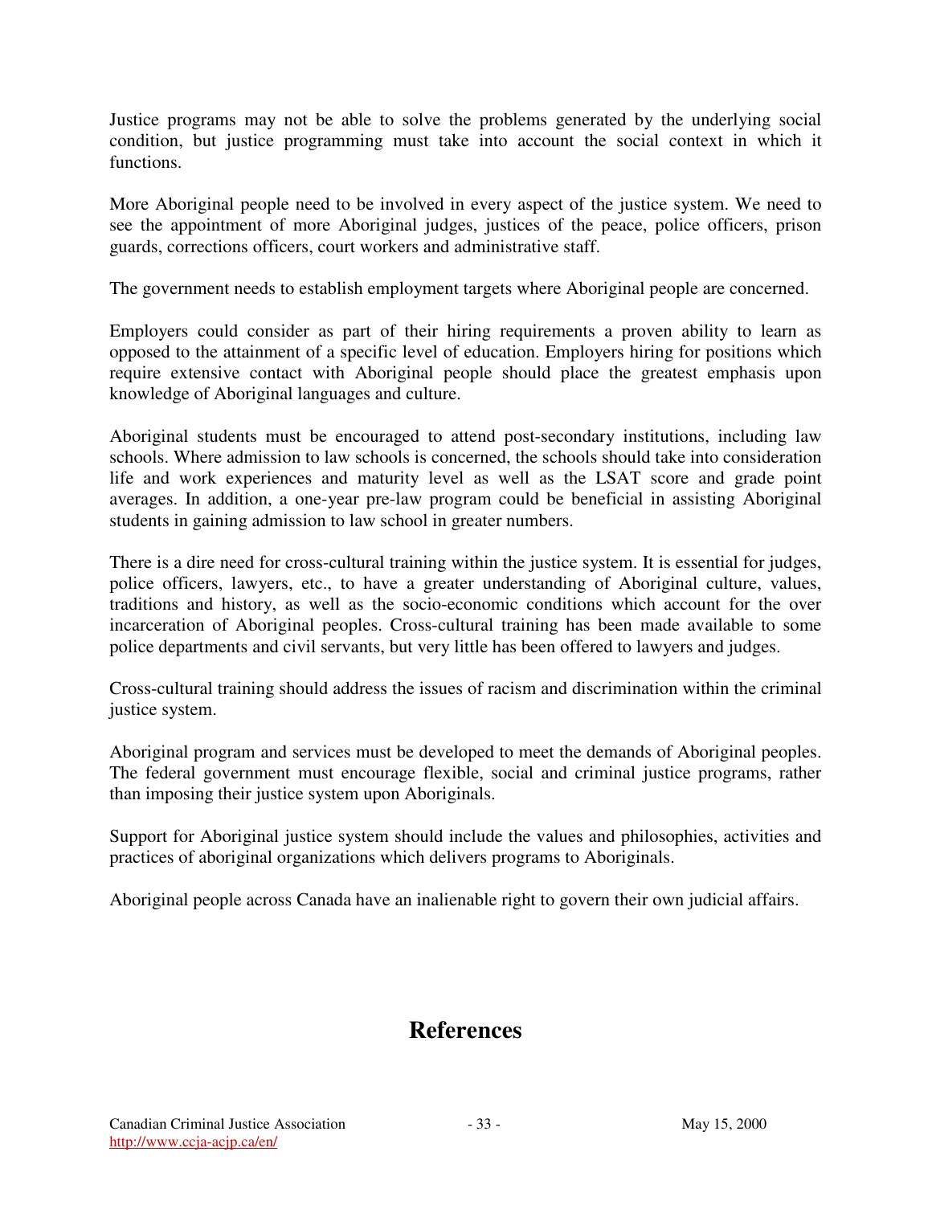Justice programs may not be able to solve the problems generated by the underlying social condition, but justice programming must take into account the social context in which it functions.

More Aboriginal people need to be involved in every aspect of the justice system. We need to see the appointment of more Aboriginal judges, justices of the peace, police officers, prison guards, corrections officers, court workers and administrative staff.

The government needs to establish employment targets where Aboriginal people are concerned.

Employers could consider as part of their hiring requirements a proven ability to learn as opposed to the attainment of a specific level of education. Employers hiring for positions which require extensive contact with Aboriginal people should place the greatest emphasis upon knowledge of Aboriginal languages and culture.

Aboriginal students must be encouraged to attend post-secondary institutions, including law schools. Where admission to law schools is concerned, the schools should take into consideration life and work experiences and maturity level as well as the LSAT score and grade point averages. In addition, a one-year pre-law program could be beneficial in assisting Aboriginal students in gaining admission to law school in greater numbers.

There is a dire need for cross-cultural training within the justice system. It is essential for judges, police officers, lawyers, etc., to have a greater understanding of Aboriginal culture, values, traditions and history, as well as the socio-economic conditions which account for the over incarceration of Aboriginal peoples. Cross-cultural training has been made available to some police departments and civil servants, but very little has been offered to lawyers and judges.

Cross-cultural training should address the issues of racism and discrimination within the criminal justice system.

Aboriginal program and services must be developed to meet the demands of Aboriginal peoples. The federal government must encourage flexible, social and criminal justice programs, rather than imposing their justice system upon Aboriginals.

Support for Aboriginal justice system should include the values and philosophies, activities and practices of aboriginal organizations which delivers programs to Aboriginals.

Aboriginal people across Canada have an inalienable right to govern their own judicial affairs.

# References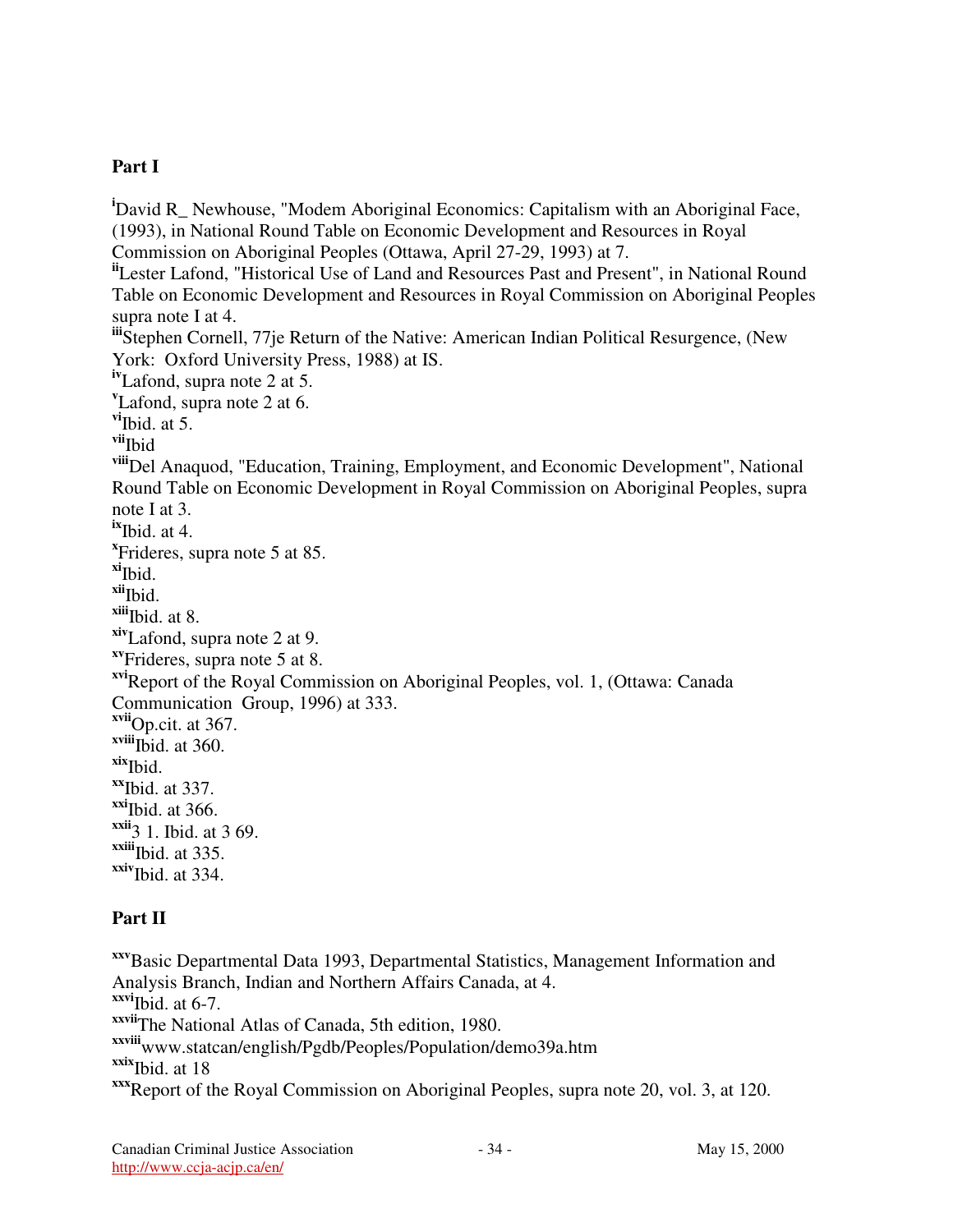**Part I**

[i]David R_ Newhouse, "Modem Aboriginal Economics: Capitalism with an Aboriginal Face, (1993), in National Round Table on Economic Development and Resources in Royal Commission on Aboriginal Peoples (Ottawa, April 27-29, 1993) at 7.
[ii]Lester Lafond, "Historical Use of Land and Resources Past and Present", in National Round Table on Economic Development and Resources in Royal Commission on Aboriginal Peoples supra note I at 4.
[iii]Stephen Cornell, 77je Return of the Native: American Indian Political Resurgence, (New York: Oxford University Press, 1988) at IS.
[iv]Lafond, supra note 2 at 5.
[v]Lafond, supra note 2 at 6.
[vi]Ibid. at 5.
[vii]Ibid
[viii]Del Anaquod, "Education, Training, Employment, and Economic Development", National Round Table on Economic Development in Royal Commission on Aboriginal Peoples, supra note I at 3.
[ix]Ibid. at 4.
[x]Frideres, supra note 5 at 85.
[xi]Ibid.
[xii]Ibid.
[xiii]Ibid. at 8.
[xiv]Lafond, supra note 2 at 9.
[xv]Frideres, supra note 5 at 8.
[xvi]Report of the Royal Commission on Aboriginal Peoples, vol. 1, (Ottawa: Canada Communication Group, 1996) at 333.
[xvii]Op.cit. at 367.
[xviii]Ibid. at 360.
[xix]Ibid.
[xx]Ibid. at 337.
[xxi]Ibid. at 366.
[xxii]3 1. Ibid. at 3 69.
[xxiii]Ibid. at 335.
[xxiv]Ibid. at 334.

**Part II**

[xxv]Basic Departmental Data 1993, Departmental Statistics, Management Information and Analysis Branch, Indian and Northern Affairs Canada, at 4.
[xxvi]Ibid. at 6-7.
[xxvii]The National Atlas of Canada, 5th edition, 1980.
[xxviii]www.statcan/english/Pgdb/Peoples/Population/demo39a.htm
[xxix]Ibid. at 18
[xxx]Report of the Royal Commission on Aboriginal Peoples, supra note 20, vol. 3, at 120.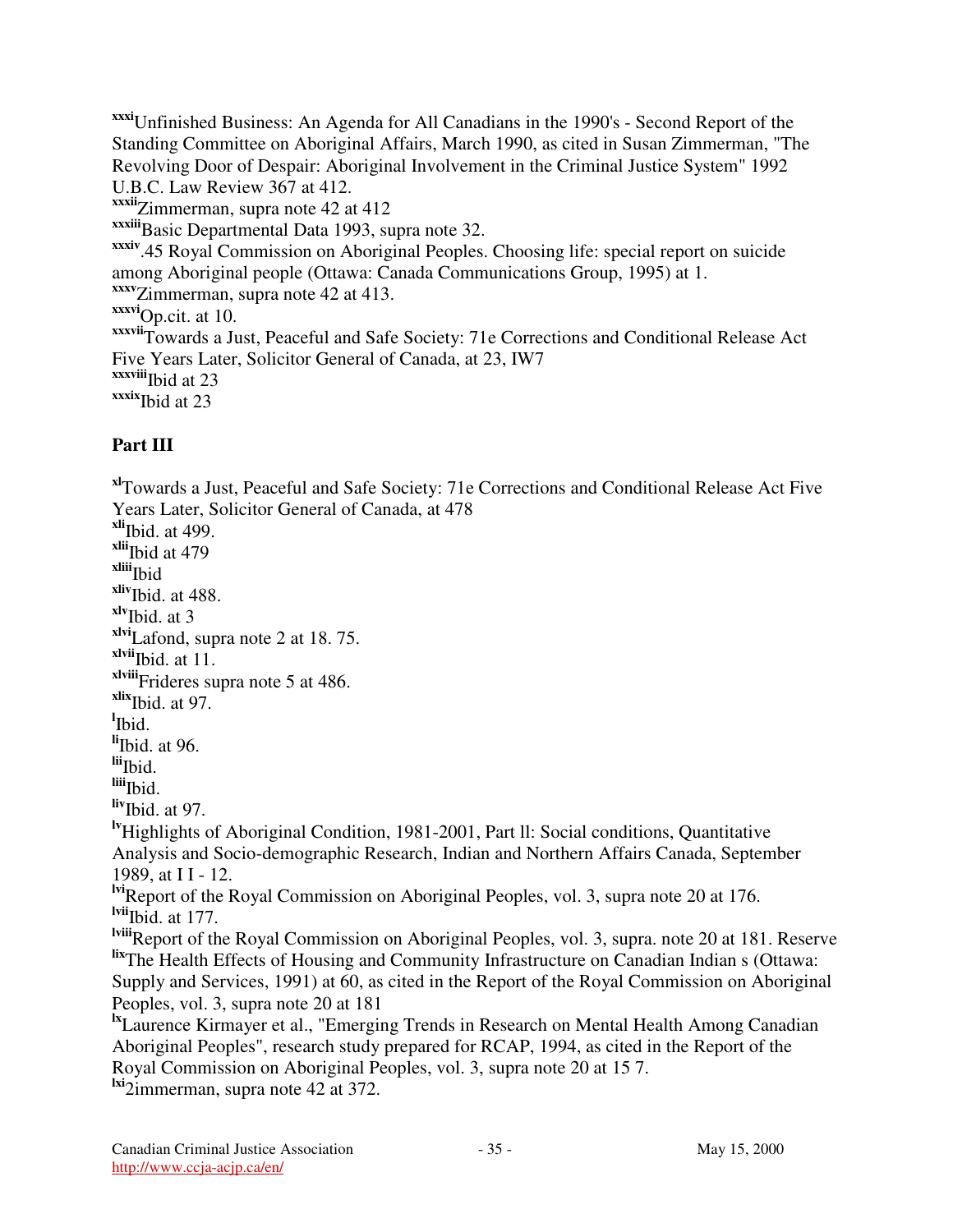[xxxi]Unfinished Business: An Agenda for All Canadians in the 1990's - Second Report of the Standing Committee on Aboriginal Affairs, March 1990, as cited in Susan Zimmerman, "The Revolving Door of Despair: Aboriginal Involvement in the Criminal Justice System" 1992 U.B.C. Law Review 367 at 412.
[xxxii]Zimmerman, supra note 42 at 412
[xxxiii]Basic Departmental Data 1993, supra note 32.
[xxxiv].45 Royal Commission on Aboriginal Peoples. Choosing life: special report on suicide among Aboriginal people (Ottawa: Canada Communications Group, 1995) at 1.
[xxxv]Zimmerman, supra note 42 at 413.
[xxxvi]Op.cit. at 10.
[xxxvii]Towards a Just, Peaceful and Safe Society: 71e Corrections and Conditional Release Act Five Years Later, Solicitor General of Canada, at 23, IW7
[xxxviii]Ibid at 23
[xxxix]Ibid at 23

## Part III

[xl]Towards a Just, Peaceful and Safe Society: 71e Corrections and Conditional Release Act Five Years Later, Solicitor General of Canada, at 478
[xli]Ibid. at 499.
[xlii]Ibid at 479
[xliii]Ibid
[xliv]Ibid. at 488.
[xlv]Ibid. at 3
[xlvi]Lafond, supra note 2 at 18. 75.
[xlvii]Ibid. at 11.
[xlviii]Frideres supra note 5 at 486.
[xlix]Ibid. at 97.
[l]Ibid.
[li]Ibid. at 96.
[lii]Ibid.
[liii]Ibid.
[liv]Ibid. at 97.
[lv]Highlights of Aboriginal Condition, 1981-2001, Part ll: Social conditions, Quantitative Analysis and Socio-demographic Research, Indian and Northern Affairs Canada, September 1989, at I I - 12.
[lvi]Report of the Royal Commission on Aboriginal Peoples, vol. 3, supra note 20 at 176.
[lvii]Ibid. at 177.
[lviii]Report of the Royal Commission on Aboriginal Peoples, vol. 3, supra. note 20 at 181. Reserve
[lix]The Health Effects of Housing and Community Infrastructure on Canadian Indian s (Ottawa: Supply and Services, 1991) at 60, as cited in the Report of the Royal Commission on Aboriginal Peoples, vol. 3, supra note 20 at 181
[lx]Laurence Kirmayer et al., "Emerging Trends in Research on Mental Health Among Canadian Aboriginal Peoples", research study prepared for RCAP, 1994, as cited in the Report of the Royal Commission on Aboriginal Peoples, vol. 3, supra note 20 at 15 7.
[lxi]2immerman, supra note 42 at 372.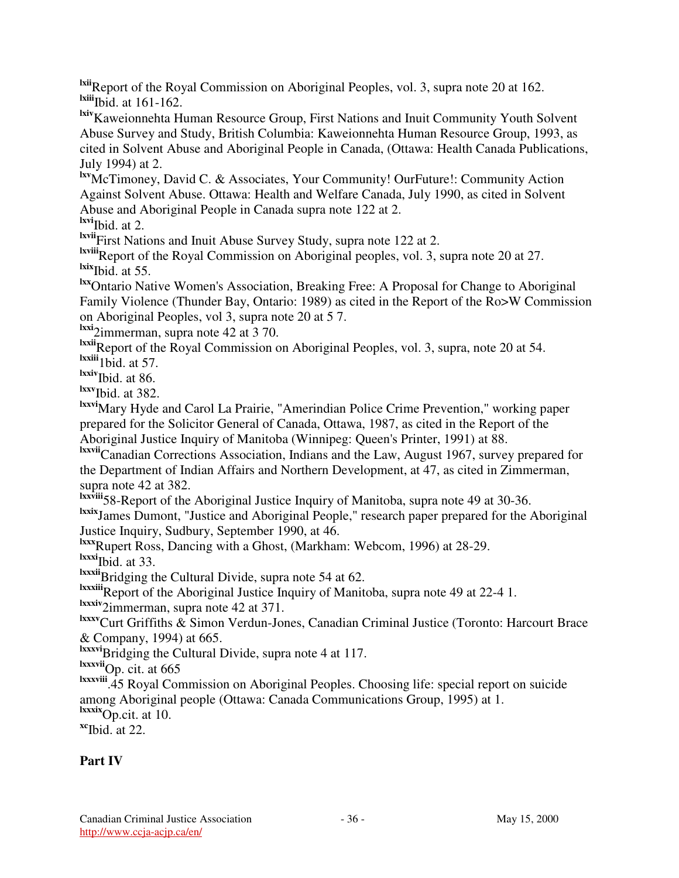[lxii]Report of the Royal Commission on Aboriginal Peoples, vol. 3, supra note 20 at 162.
[lxiii]Ibid. at 161-162.
[lxiv]Kaweionnehta Human Resource Group, First Nations and Inuit Community Youth Solvent Abuse Survey and Study, British Columbia: Kaweionnehta Human Resource Group, 1993, as cited in Solvent Abuse and Aboriginal People in Canada, (Ottawa: Health Canada Publications, July 1994) at 2.
[lxv]McTimoney, David C. & Associates, Your Community! OurFuture!: Community Action Against Solvent Abuse. Ottawa: Health and Welfare Canada, July 1990, as cited in Solvent Abuse and Aboriginal People in Canada supra note 122 at 2.
[lxvi]Ibid. at 2.
[lxvii]First Nations and Inuit Abuse Survey Study, supra note 122 at 2.
[lxviii]Report of the Royal Commission on Aboriginal peoples, vol. 3, supra note 20 at 27.
[lxix]Ibid. at 55.
[lxx]Ontario Native Women's Association, Breaking Free: A Proposal for Change to Aboriginal Family Violence (Thunder Bay, Ontario: 1989) as cited in the Report of the Ro>W Commission on Aboriginal Peoples, vol 3, supra note 20 at 5 7.
[lxxi]2immerman, supra note 42 at 3 70.
[lxxii]Report of the Royal Commission on Aboriginal Peoples, vol. 3, supra, note 20 at 54.
[lxxiii]1bid. at 57.
[lxxiv]Ibid. at 86.
[lxxv]Ibid. at 382.
[lxxvi]Mary Hyde and Carol La Prairie, "Amerindian Police Crime Prevention," working paper prepared for the Solicitor General of Canada, Ottawa, 1987, as cited in the Report of the Aboriginal Justice Inquiry of Manitoba (Winnipeg: Queen's Printer, 1991) at 88.
[lxxvii]Canadian Corrections Association, Indians and the Law, August 1967, survey prepared for the Department of Indian Affairs and Northern Development, at 47, as cited in Zimmerman, supra note 42 at 382.
[lxxviii]58-Report of the Aboriginal Justice Inquiry of Manitoba, supra note 49 at 30-36.
[lxxix]James Dumont, "Justice and Aboriginal People," research paper prepared for the Aboriginal Justice Inquiry, Sudbury, September 1990, at 46.
[lxxx]Rupert Ross, Dancing with a Ghost, (Markham: Webcom, 1996) at 28-29.
[lxxxi]Ibid. at 33.
[lxxxii]Bridging the Cultural Divide, supra note 54 at 62.
[lxxxiii]Report of the Aboriginal Justice Inquiry of Manitoba, supra note 49 at 22-4 1.
[lxxxiv]2immerman, supra note 42 at 371.
[lxxxv]Curt Griffiths & Simon Verdun-Jones, Canadian Criminal Justice (Toronto: Harcourt Brace & Company, 1994) at 665.
[lxxxvi]Bridging the Cultural Divide, supra note 4 at 117.
[lxxxvii]Op. cit. at 665
[lxxxviii].45 Royal Commission on Aboriginal Peoples. Choosing life: special report on suicide among Aboriginal people (Ottawa: Canada Communications Group, 1995) at 1.
[lxxxix]Op.cit. at 10.
[xc]Ibid. at 22.

**Part IV**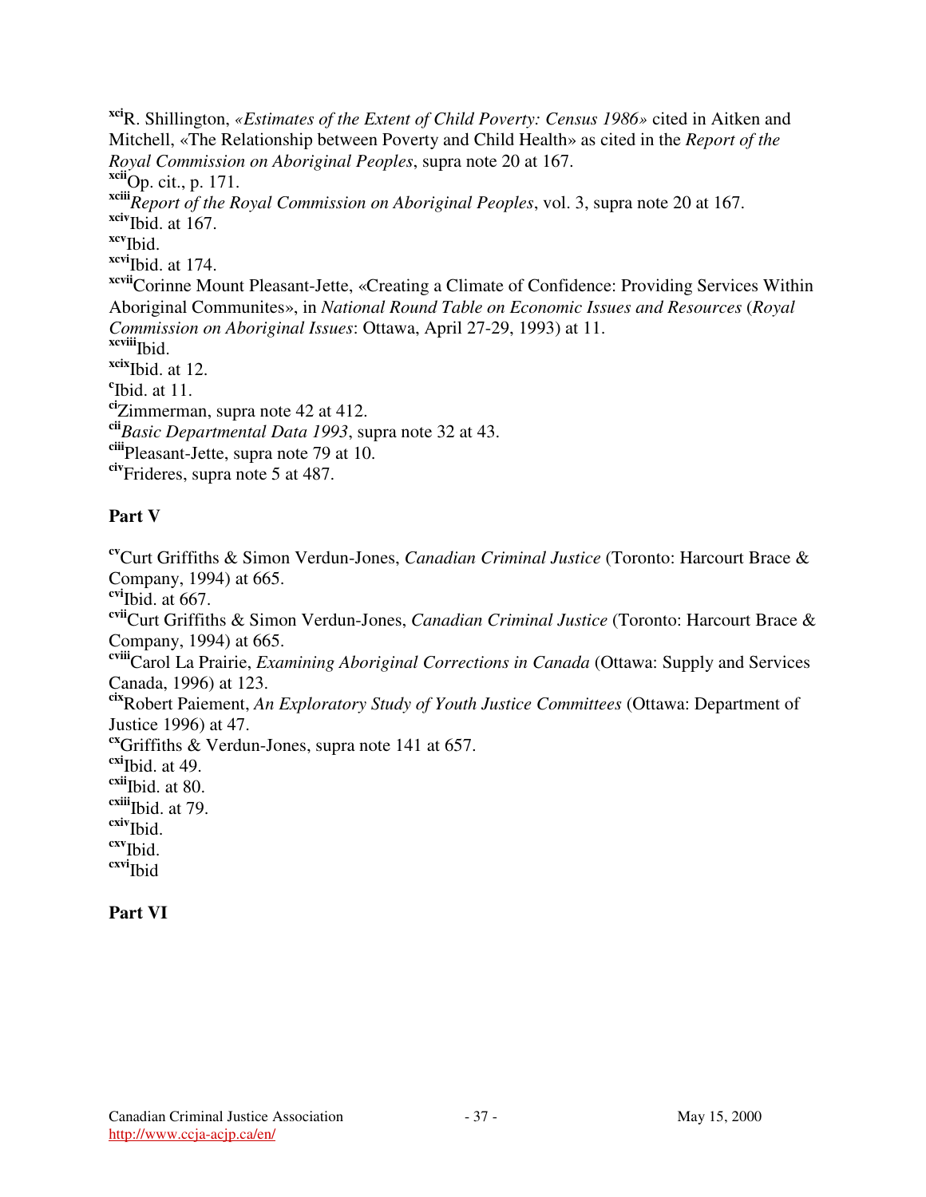[xci] R. Shillington, *«Estimates of the Extent of Child Poverty: Census 1986»* cited in Aitken and Mitchell, «The Relationship between Poverty and Child Health» as cited in the *Report of the Royal Commission on Aboriginal Peoples*, supra note 20 at 167.
[xcii] Op. cit., p. 171.
[xciii] *Report of the Royal Commission on Aboriginal Peoples*, vol. 3, supra note 20 at 167.
[xciv] Ibid. at 167.
[xcv] Ibid.
[xcvi] Ibid. at 174.
[xcvii] Corinne Mount Pleasant-Jette, «Creating a Climate of Confidence: Providing Services Within Aboriginal Communites», in *National Round Table on Economic Issues and Resources* (*Royal Commission on Aboriginal Issues*: Ottawa, April 27-29, 1993) at 11.
[xcviii] Ibid.
[xcix] Ibid. at 12.
[c] Ibid. at 11.
[ci] Zimmerman, supra note 42 at 412.
[cii] *Basic Departmental Data 1993*, supra note 32 at 43.
[ciii] Pleasant-Jette, supra note 79 at 10.
[civ] Frideres, supra note 5 at 487.

**Part V**

[cv] Curt Griffiths & Simon Verdun-Jones, *Canadian Criminal Justice* (Toronto: Harcourt Brace & Company, 1994) at 665.
[cvi] Ibid. at 667.
[cvii] Curt Griffiths & Simon Verdun-Jones, *Canadian Criminal Justice* (Toronto: Harcourt Brace & Company, 1994) at 665.
[cviii] Carol La Prairie, *Examining Aboriginal Corrections in Canada* (Ottawa: Supply and Services Canada, 1996) at 123.
[cix] Robert Paiement, *An Exploratory Study of Youth Justice Committees* (Ottawa: Department of Justice 1996) at 47.
[cx] Griffiths & Verdun-Jones, supra note 141 at 657.
[cxi] Ibid. at 49.
[cxii] Ibid. at 80.
[cxiii] Ibid. at 79.
[cxiv] Ibid.
[cxv] Ibid.
[cxvi] Ibid

**Part VI**